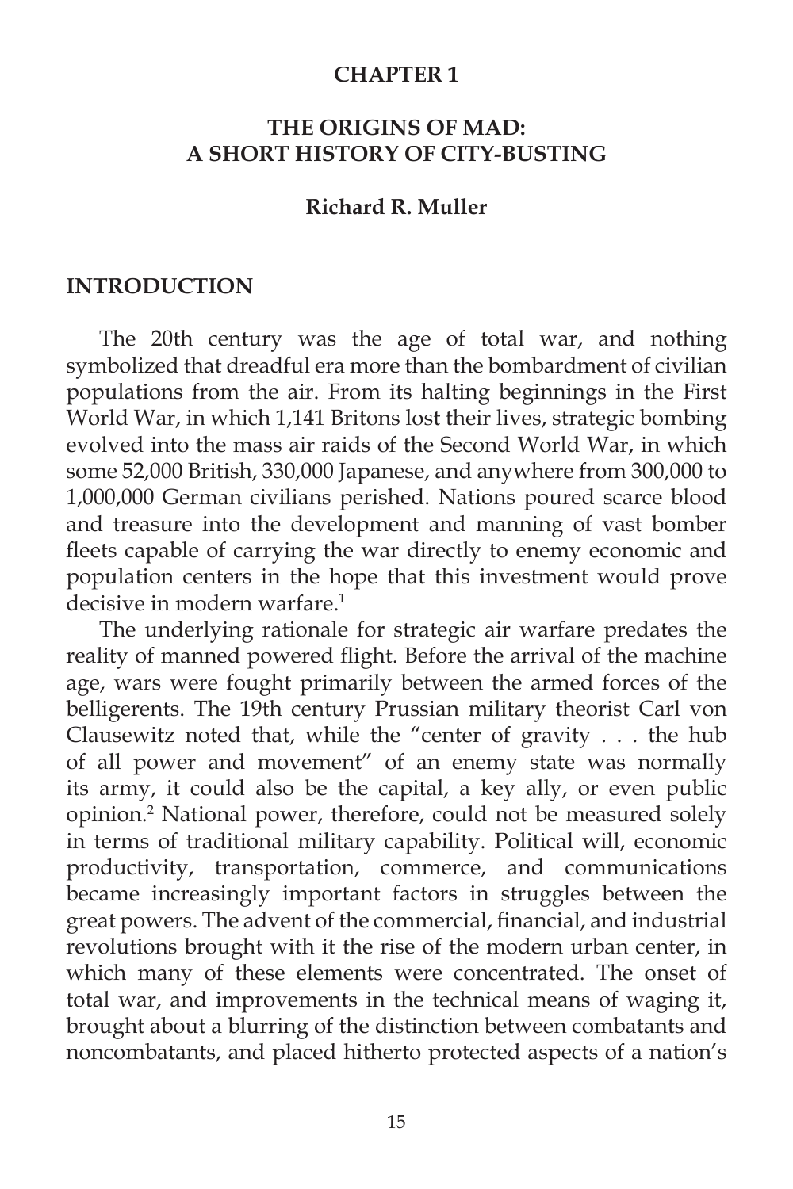# CHAPTER 1

## THE ORIGINS OF MAD: A SHORT HISTORY OF CITY-BUSTING

**Richard R. Muller**

## INTRODUCTION

The 20th century was the age of total war, and nothing symbolized that dreadful era more than the bombardment of civilian populations from the air. From its halting beginnings in the First World War, in which 1,141 Britons lost their lives, strategic bombing evolved into the mass air raids of the Second World War, in which some 52,000 British, 330,000 Japanese, and anywhere from 300,000 to 1,000,000 German civilians perished. Nations poured scarce blood and treasure into the development and manning of vast bomber fleets capable of carrying the war directly to enemy economic and population centers in the hope that this investment would prove decisive in modern warfare.[1]

The underlying rationale for strategic air warfare predates the reality of manned powered flight. Before the arrival of the machine age, wars were fought primarily between the armed forces of the belligerents. The 19th century Prussian military theorist Carl von Clausewitz noted that, while the "center of gravity . . . the hub of all power and movement" of an enemy state was normally its army, it could also be the capital, a key ally, or even public opinion.[2] National power, therefore, could not be measured solely in terms of traditional military capability. Political will, economic productivity, transportation, commerce, and communications became increasingly important factors in struggles between the great powers. The advent of the commercial, financial, and industrial revolutions brought with it the rise of the modern urban center, in which many of these elements were concentrated. The onset of total war, and improvements in the technical means of waging it, brought about a blurring of the distinction between combatants and noncombatants, and placed hitherto protected aspects of a nation's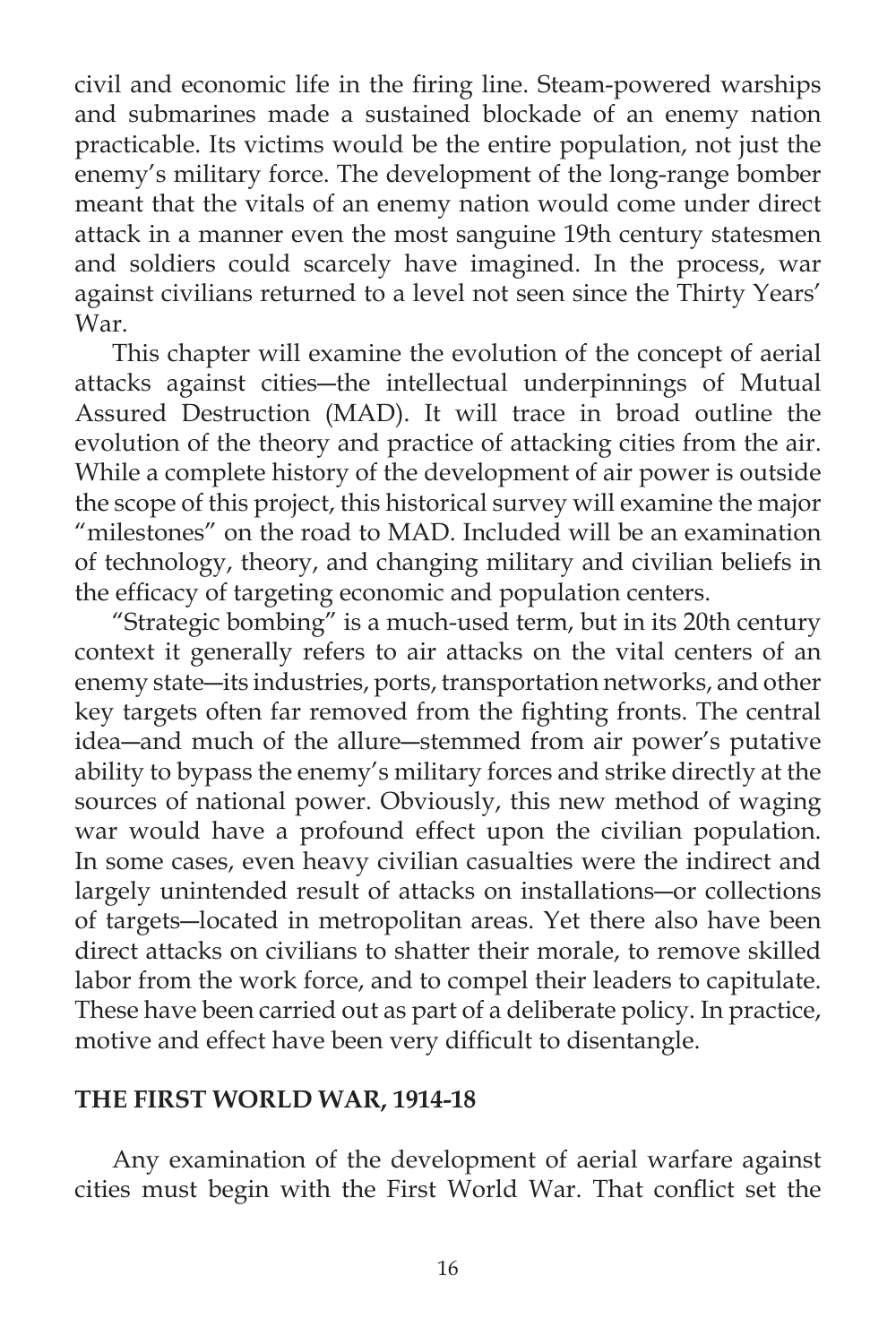civil and economic life in the firing line. Steam-powered warships and submarines made a sustained blockade of an enemy nation practicable. Its victims would be the entire population, not just the enemy's military force. The development of the long-range bomber meant that the vitals of an enemy nation would come under direct attack in a manner even the most sanguine 19th century statesmen and soldiers could scarcely have imagined. In the process, war against civilians returned to a level not seen since the Thirty Years' War.

This chapter will examine the evolution of the concept of aerial attacks against cities—the intellectual underpinnings of Mutual Assured Destruction (MAD). It will trace in broad outline the evolution of the theory and practice of attacking cities from the air. While a complete history of the development of air power is outside the scope of this project, this historical survey will examine the major "milestones" on the road to MAD. Included will be an examination of technology, theory, and changing military and civilian beliefs in the efficacy of targeting economic and population centers.

"Strategic bombing" is a much-used term, but in its 20th century context it generally refers to air attacks on the vital centers of an enemy state—its industries, ports, transportation networks, and other key targets often far removed from the fighting fronts. The central idea—and much of the allure—stemmed from air power's putative ability to bypass the enemy's military forces and strike directly at the sources of national power. Obviously, this new method of waging war would have a profound effect upon the civilian population. In some cases, even heavy civilian casualties were the indirect and largely unintended result of attacks on installations—or collections of targets—located in metropolitan areas. Yet there also have been direct attacks on civilians to shatter their morale, to remove skilled labor from the work force, and to compel their leaders to capitulate. These have been carried out as part of a deliberate policy. In practice, motive and effect have been very difficult to disentangle.

## THE FIRST WORLD WAR, 1914-18

Any examination of the development of aerial warfare against cities must begin with the First World War. That conflict set the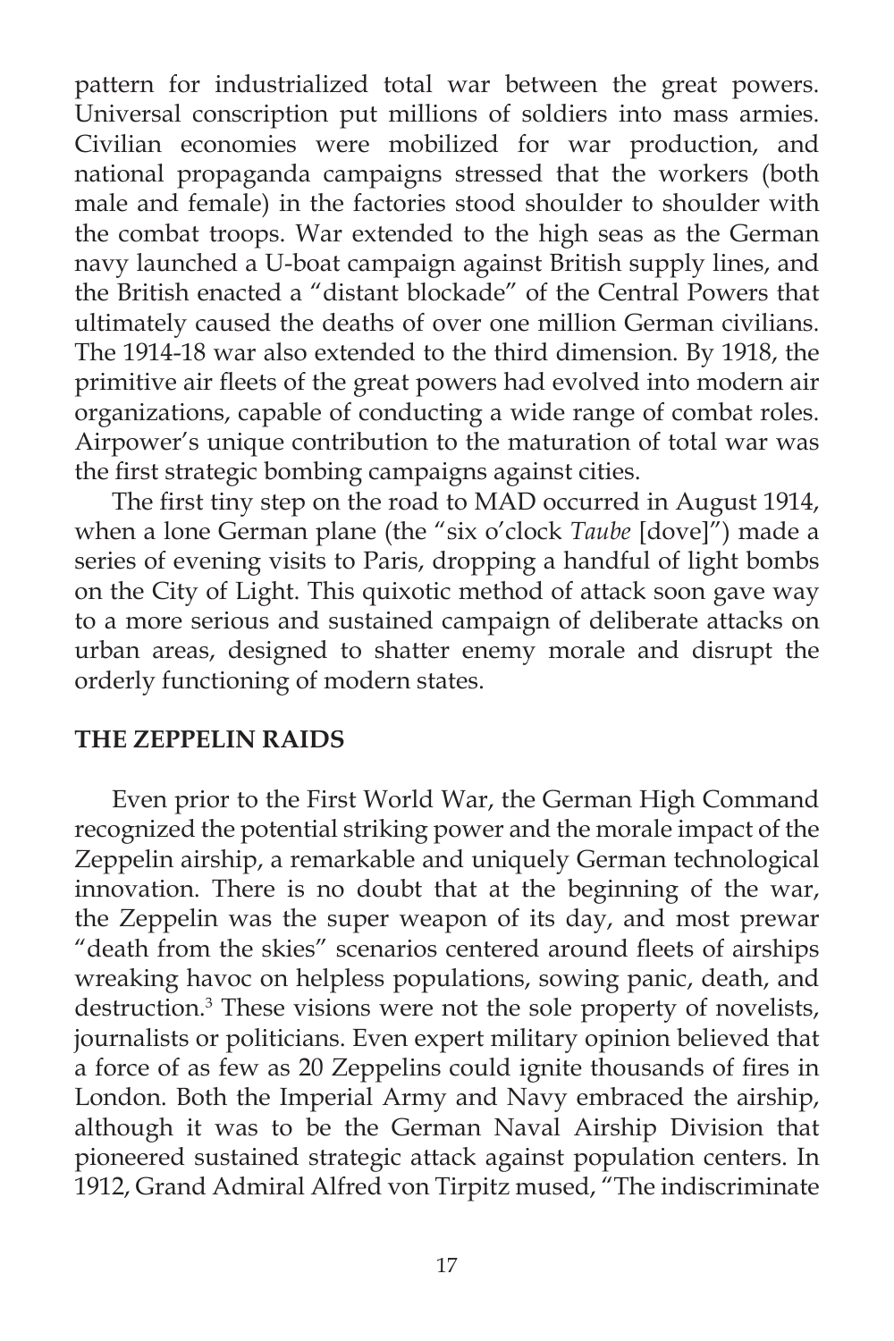pattern for industrialized total war between the great powers. Universal conscription put millions of soldiers into mass armies. Civilian economies were mobilized for war production, and national propaganda campaigns stressed that the workers (both male and female) in the factories stood shoulder to shoulder with the combat troops. War extended to the high seas as the German navy launched a U-boat campaign against British supply lines, and the British enacted a "distant blockade" of the Central Powers that ultimately caused the deaths of over one million German civilians. The 1914-18 war also extended to the third dimension. By 1918, the primitive air fleets of the great powers had evolved into modern air organizations, capable of conducting a wide range of combat roles. Airpower's unique contribution to the maturation of total war was the first strategic bombing campaigns against cities.

The first tiny step on the road to MAD occurred in August 1914, when a lone German plane (the "six o'clock *Taube* [dove]") made a series of evening visits to Paris, dropping a handful of light bombs on the City of Light. This quixotic method of attack soon gave way to a more serious and sustained campaign of deliberate attacks on urban areas, designed to shatter enemy morale and disrupt the orderly functioning of modern states.

## THE ZEPPELIN RAIDS

Even prior to the First World War, the German High Command recognized the potential striking power and the morale impact of the Zeppelin airship, a remarkable and uniquely German technological innovation. There is no doubt that at the beginning of the war, the Zeppelin was the super weapon of its day, and most prewar "death from the skies" scenarios centered around fleets of airships wreaking havoc on helpless populations, sowing panic, death, and destruction.[3] These visions were not the sole property of novelists, journalists or politicians. Even expert military opinion believed that a force of as few as 20 Zeppelins could ignite thousands of fires in London. Both the Imperial Army and Navy embraced the airship, although it was to be the German Naval Airship Division that pioneered sustained strategic attack against population centers. In 1912, Grand Admiral Alfred von Tirpitz mused, "The indiscriminate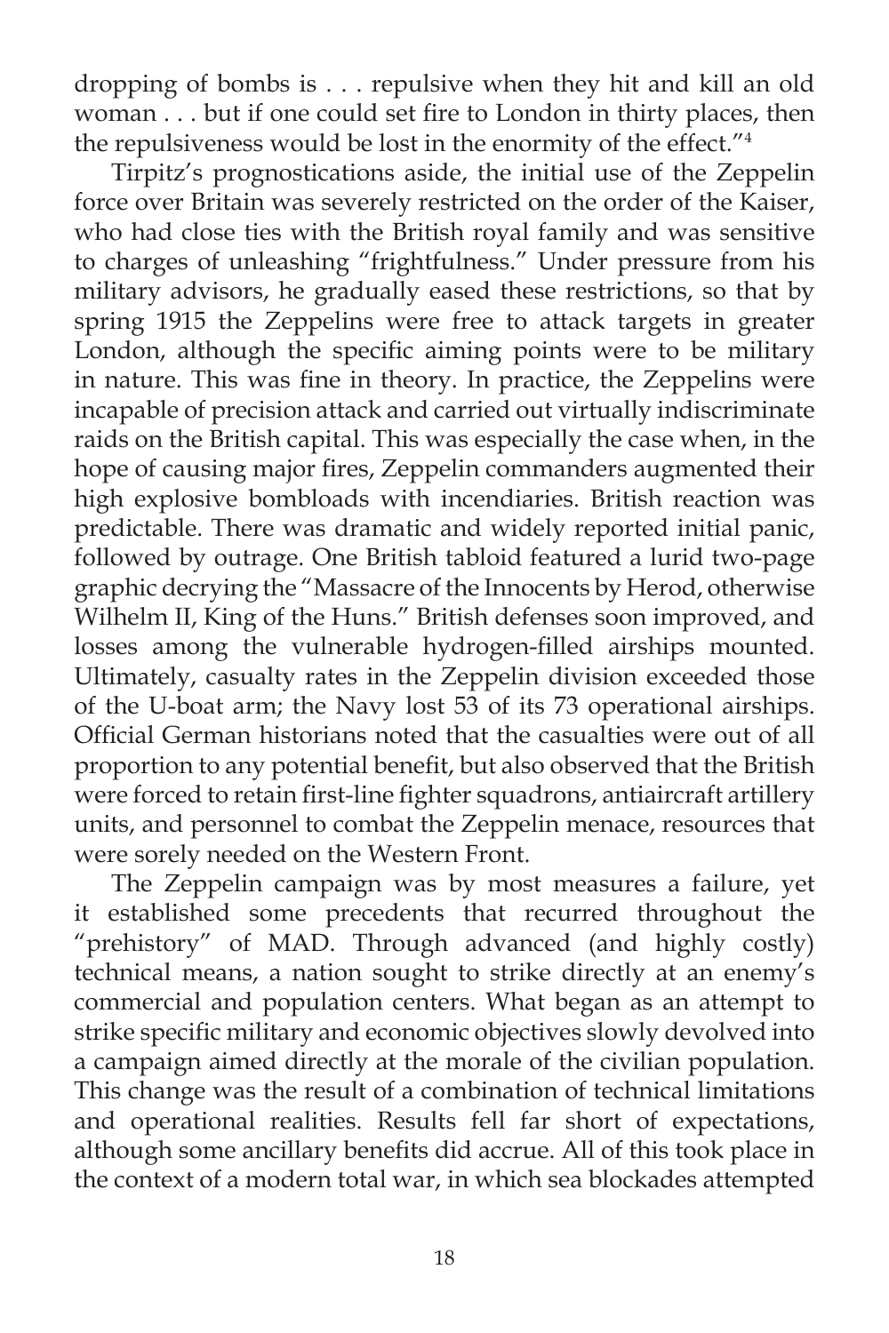dropping of bombs is . . . repulsive when they hit and kill an old woman . . . but if one could set fire to London in thirty places, then the repulsiveness would be lost in the enormity of the effect."[4]

Tirpitz's prognostications aside, the initial use of the Zeppelin force over Britain was severely restricted on the order of the Kaiser, who had close ties with the British royal family and was sensitive to charges of unleashing "frightfulness." Under pressure from his military advisors, he gradually eased these restrictions, so that by spring 1915 the Zeppelins were free to attack targets in greater London, although the specific aiming points were to be military in nature. This was fine in theory. In practice, the Zeppelins were incapable of precision attack and carried out virtually indiscriminate raids on the British capital. This was especially the case when, in the hope of causing major fires, Zeppelin commanders augmented their high explosive bombloads with incendiaries. British reaction was predictable. There was dramatic and widely reported initial panic, followed by outrage. One British tabloid featured a lurid two-page graphic decrying the "Massacre of the Innocents by Herod, otherwise Wilhelm II, King of the Huns." British defenses soon improved, and losses among the vulnerable hydrogen-filled airships mounted. Ultimately, casualty rates in the Zeppelin division exceeded those of the U-boat arm; the Navy lost 53 of its 73 operational airships. Official German historians noted that the casualties were out of all proportion to any potential benefit, but also observed that the British were forced to retain first-line fighter squadrons, antiaircraft artillery units, and personnel to combat the Zeppelin menace, resources that were sorely needed on the Western Front.

The Zeppelin campaign was by most measures a failure, yet it established some precedents that recurred throughout the "prehistory" of MAD. Through advanced (and highly costly) technical means, a nation sought to strike directly at an enemy's commercial and population centers. What began as an attempt to strike specific military and economic objectives slowly devolved into a campaign aimed directly at the morale of the civilian population. This change was the result of a combination of technical limitations and operational realities. Results fell far short of expectations, although some ancillary benefits did accrue. All of this took place in the context of a modern total war, in which sea blockades attempted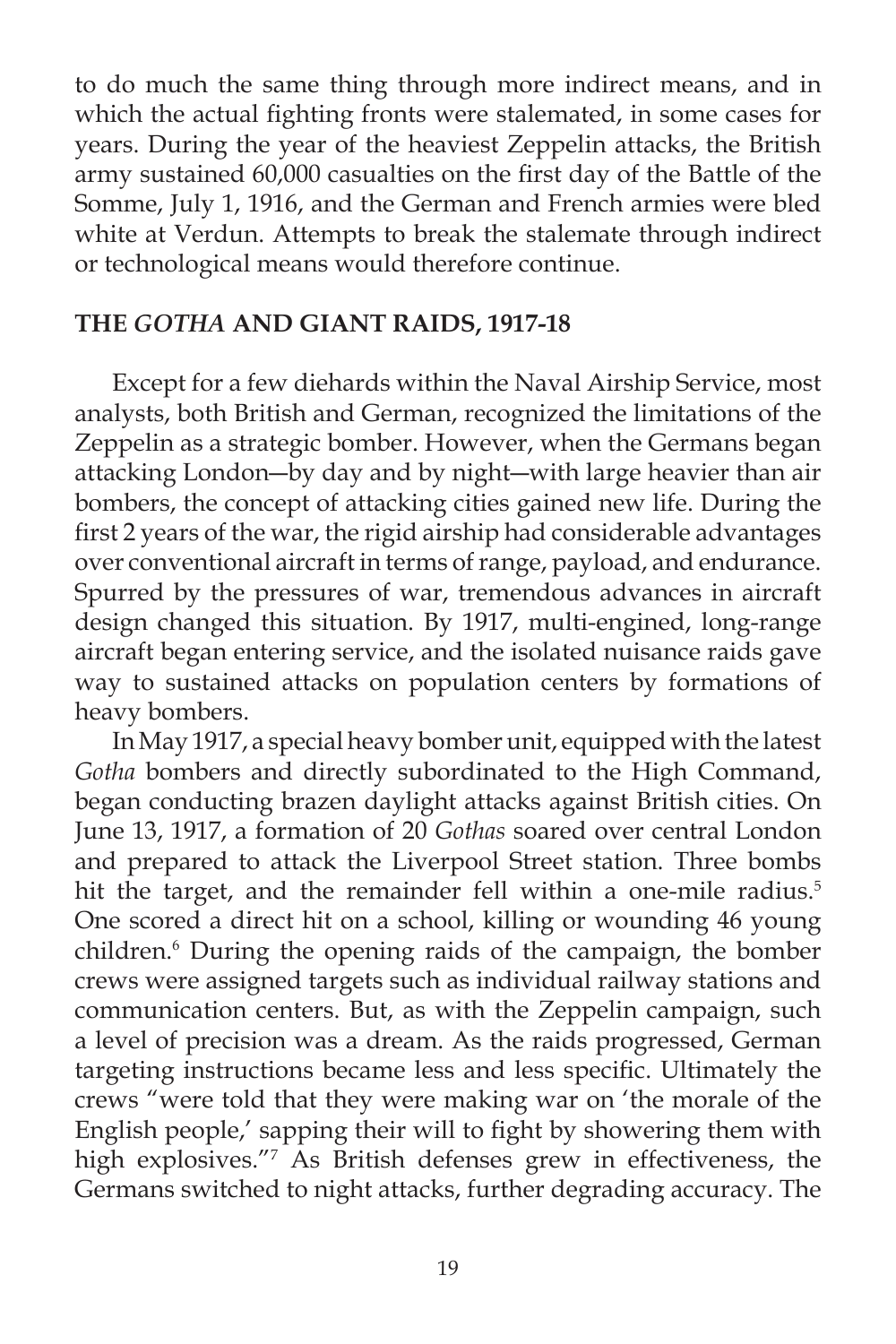to do much the same thing through more indirect means, and in which the actual fighting fronts were stalemated, in some cases for years. During the year of the heaviest Zeppelin attacks, the British army sustained 60,000 casualties on the first day of the Battle of the Somme, July 1, 1916, and the German and French armies were bled white at Verdun. Attempts to break the stalemate through indirect or technological means would therefore continue.

## THE *GOTHA* AND GIANT RAIDS, 1917-18

Except for a few diehards within the Naval Airship Service, most analysts, both British and German, recognized the limitations of the Zeppelin as a strategic bomber. However, when the Germans began attacking London—by day and by night—with large heavier than air bombers, the concept of attacking cities gained new life. During the first 2 years of the war, the rigid airship had considerable advantages over conventional aircraft in terms of range, payload, and endurance. Spurred by the pressures of war, tremendous advances in aircraft design changed this situation. By 1917, multi-engined, long-range aircraft began entering service, and the isolated nuisance raids gave way to sustained attacks on population centers by formations of heavy bombers.

In May 1917, a special heavy bomber unit, equipped with the latest *Gotha* bombers and directly subordinated to the High Command, began conducting brazen daylight attacks against British cities. On June 13, 1917, a formation of 20 *Gothas* soared over central London and prepared to attack the Liverpool Street station. Three bombs hit the target, and the remainder fell within a one-mile radius.[5] One scored a direct hit on a school, killing or wounding 46 young children.[6] During the opening raids of the campaign, the bomber crews were assigned targets such as individual railway stations and communication centers. But, as with the Zeppelin campaign, such a level of precision was a dream. As the raids progressed, German targeting instructions became less and less specific. Ultimately the crews "were told that they were making war on 'the morale of the English people,' sapping their will to fight by showering them with high explosives."[7] As British defenses grew in effectiveness, the Germans switched to night attacks, further degrading accuracy. The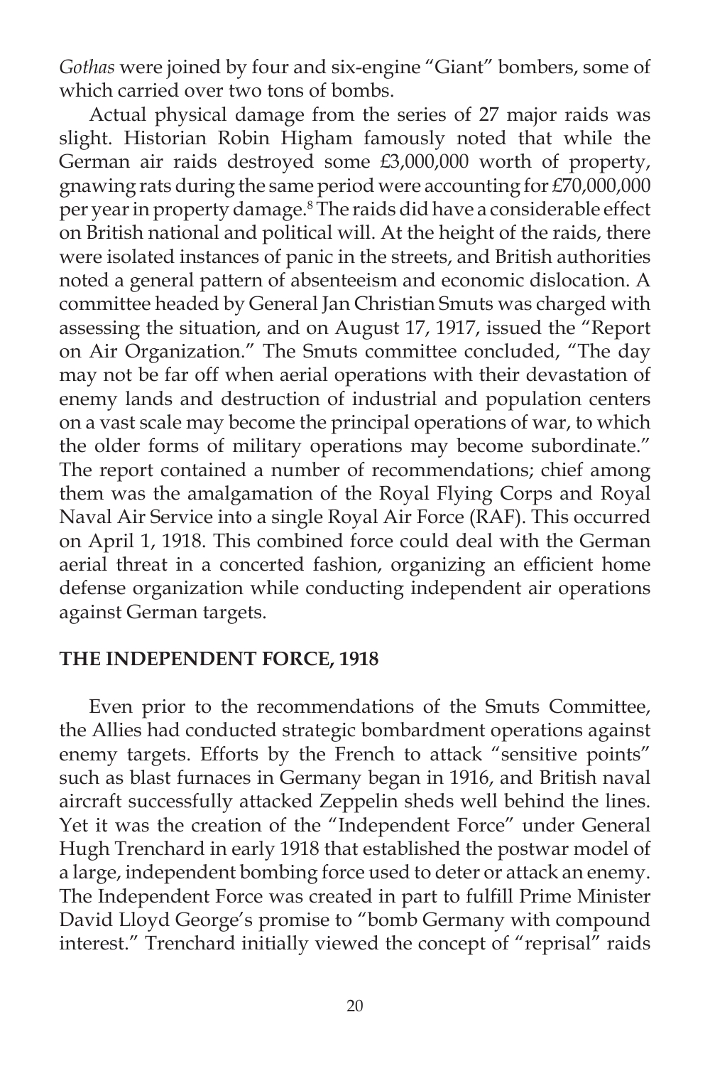*Gothas* were joined by four and six-engine "Giant" bombers, some of which carried over two tons of bombs.

Actual physical damage from the series of 27 major raids was slight. Historian Robin Higham famously noted that while the German air raids destroyed some £3,000,000 worth of property, gnawing rats during the same period were accounting for £70,000,000 per year in property damage.[8] The raids did have a considerable effect on British national and political will. At the height of the raids, there were isolated instances of panic in the streets, and British authorities noted a general pattern of absenteeism and economic dislocation. A committee headed by General Jan Christian Smuts was charged with assessing the situation, and on August 17, 1917, issued the "Report on Air Organization." The Smuts committee concluded, "The day may not be far off when aerial operations with their devastation of enemy lands and destruction of industrial and population centers on a vast scale may become the principal operations of war, to which the older forms of military operations may become subordinate." The report contained a number of recommendations; chief among them was the amalgamation of the Royal Flying Corps and Royal Naval Air Service into a single Royal Air Force (RAF). This occurred on April 1, 1918. This combined force could deal with the German aerial threat in a concerted fashion, organizing an efficient home defense organization while conducting independent air operations against German targets.

## THE INDEPENDENT FORCE, 1918

Even prior to the recommendations of the Smuts Committee, the Allies had conducted strategic bombardment operations against enemy targets. Efforts by the French to attack "sensitive points" such as blast furnaces in Germany began in 1916, and British naval aircraft successfully attacked Zeppelin sheds well behind the lines. Yet it was the creation of the "Independent Force" under General Hugh Trenchard in early 1918 that established the postwar model of a large, independent bombing force used to deter or attack an enemy. The Independent Force was created in part to fulfill Prime Minister David Lloyd George's promise to "bomb Germany with compound interest." Trenchard initially viewed the concept of "reprisal" raids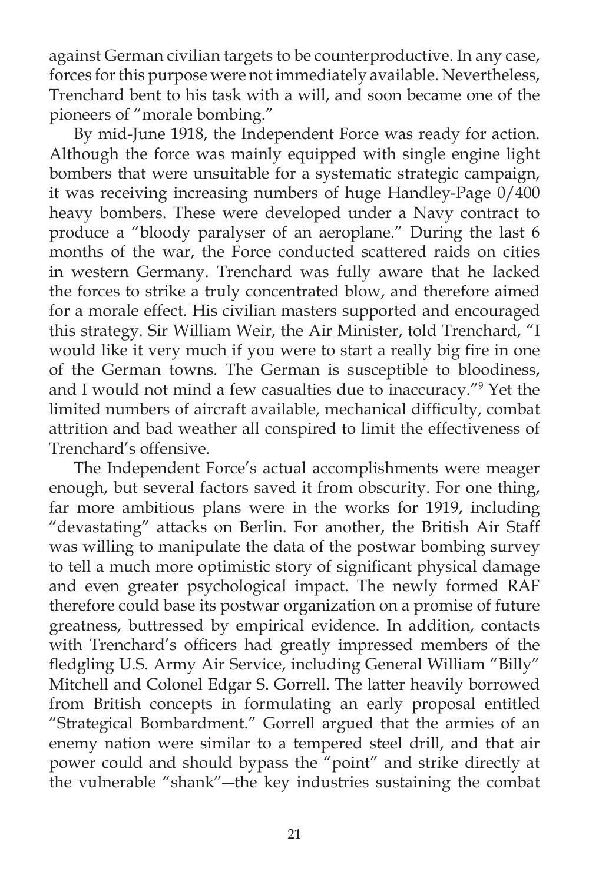against German civilian targets to be counterproductive. In any case, forces for this purpose were not immediately available. Nevertheless, Trenchard bent to his task with a will, and soon became one of the pioneers of "morale bombing."

By mid-June 1918, the Independent Force was ready for action. Although the force was mainly equipped with single engine light bombers that were unsuitable for a systematic strategic campaign, it was receiving increasing numbers of huge Handley-Page 0/400 heavy bombers. These were developed under a Navy contract to produce a "bloody paralyser of an aeroplane." During the last 6 months of the war, the Force conducted scattered raids on cities in western Germany. Trenchard was fully aware that he lacked the forces to strike a truly concentrated blow, and therefore aimed for a morale effect. His civilian masters supported and encouraged this strategy. Sir William Weir, the Air Minister, told Trenchard, "I would like it very much if you were to start a really big fire in one of the German towns. The German is susceptible to bloodiness, and I would not mind a few casualties due to inaccuracy."[9] Yet the limited numbers of aircraft available, mechanical difficulty, combat attrition and bad weather all conspired to limit the effectiveness of Trenchard's offensive.

The Independent Force's actual accomplishments were meager enough, but several factors saved it from obscurity. For one thing, far more ambitious plans were in the works for 1919, including "devastating" attacks on Berlin. For another, the British Air Staff was willing to manipulate the data of the postwar bombing survey to tell a much more optimistic story of significant physical damage and even greater psychological impact. The newly formed RAF therefore could base its postwar organization on a promise of future greatness, buttressed by empirical evidence. In addition, contacts with Trenchard's officers had greatly impressed members of the fledgling U.S. Army Air Service, including General William "Billy" Mitchell and Colonel Edgar S. Gorrell. The latter heavily borrowed from British concepts in formulating an early proposal entitled "Strategical Bombardment." Gorrell argued that the armies of an enemy nation were similar to a tempered steel drill, and that air power could and should bypass the "point" and strike directly at the vulnerable "shank"—the key industries sustaining the combat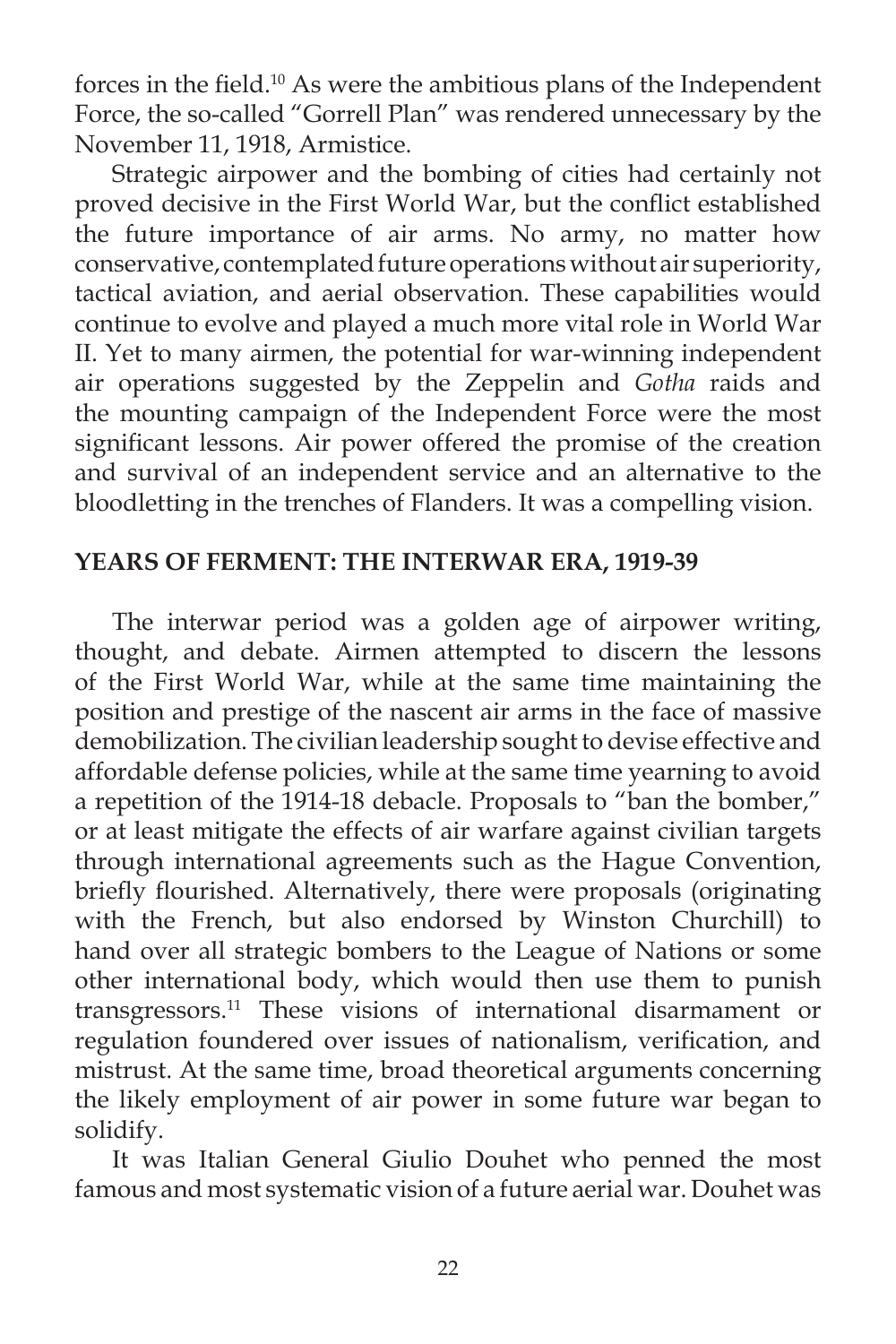forces in the field.[10] As were the ambitious plans of the Independent Force, the so-called "Gorrell Plan" was rendered unnecessary by the November 11, 1918, Armistice.

Strategic airpower and the bombing of cities had certainly not proved decisive in the First World War, but the conflict established the future importance of air arms. No army, no matter how conservative, contemplated future operations without air superiority, tactical aviation, and aerial observation. These capabilities would continue to evolve and played a much more vital role in World War II. Yet to many airmen, the potential for war-winning independent air operations suggested by the Zeppelin and *Gotha* raids and the mounting campaign of the Independent Force were the most significant lessons. Air power offered the promise of the creation and survival of an independent service and an alternative to the bloodletting in the trenches of Flanders. It was a compelling vision.

## YEARS OF FERMENT: THE INTERWAR ERA, 1919-39

The interwar period was a golden age of airpower writing, thought, and debate. Airmen attempted to discern the lessons of the First World War, while at the same time maintaining the position and prestige of the nascent air arms in the face of massive demobilization. The civilian leadership sought to devise effective and affordable defense policies, while at the same time yearning to avoid a repetition of the 1914-18 debacle. Proposals to "ban the bomber," or at least mitigate the effects of air warfare against civilian targets through international agreements such as the Hague Convention, briefly flourished. Alternatively, there were proposals (originating with the French, but also endorsed by Winston Churchill) to hand over all strategic bombers to the League of Nations or some other international body, which would then use them to punish transgressors.[11] These visions of international disarmament or regulation foundered over issues of nationalism, verification, and mistrust. At the same time, broad theoretical arguments concerning the likely employment of air power in some future war began to solidify.

It was Italian General Giulio Douhet who penned the most famous and most systematic vision of a future aerial war. Douhet was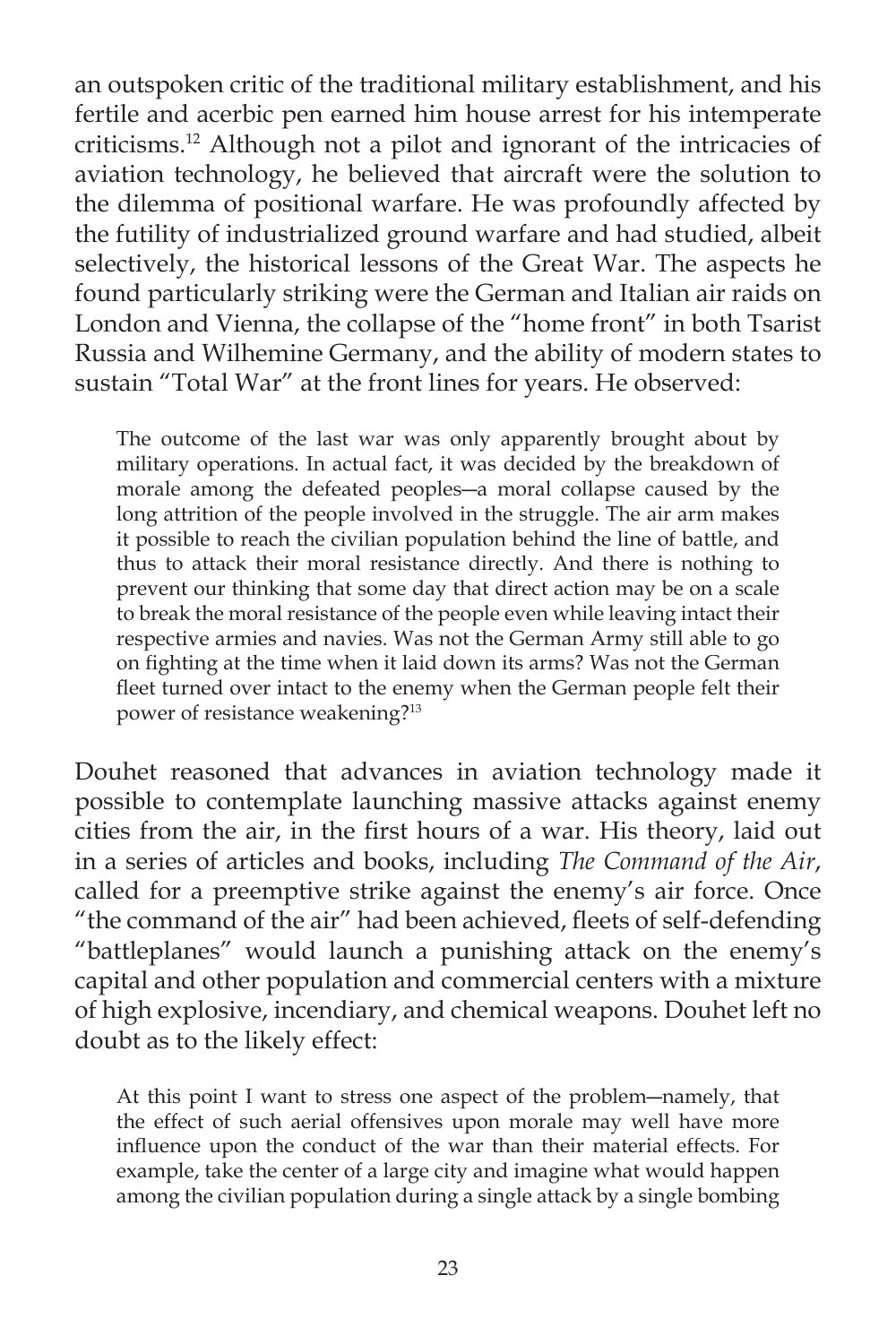an outspoken critic of the traditional military establishment, and his fertile and acerbic pen earned him house arrest for his intemperate criticisms.[12] Although not a pilot and ignorant of the intricacies of aviation technology, he believed that aircraft were the solution to the dilemma of positional warfare. He was profoundly affected by the futility of industrialized ground warfare and had studied, albeit selectively, the historical lessons of the Great War. The aspects he found particularly striking were the German and Italian air raids on London and Vienna, the collapse of the "home front" in both Tsarist Russia and Wilhemine Germany, and the ability of modern states to sustain "Total War" at the front lines for years. He observed:

> The outcome of the last war was only apparently brought about by military operations. In actual fact, it was decided by the breakdown of morale among the defeated peoples—a moral collapse caused by the long attrition of the people involved in the struggle. The air arm makes it possible to reach the civilian population behind the line of battle, and thus to attack their moral resistance directly. And there is nothing to prevent our thinking that some day that direct action may be on a scale to break the moral resistance of the people even while leaving intact their respective armies and navies. Was not the German Army still able to go on fighting at the time when it laid down its arms? Was not the German fleet turned over intact to the enemy when the German people felt their power of resistance weakening?[13]

Douhet reasoned that advances in aviation technology made it possible to contemplate launching massive attacks against enemy cities from the air, in the first hours of a war. His theory, laid out in a series of articles and books, including *The Command of the Air*, called for a preemptive strike against the enemy's air force. Once "the command of the air" had been achieved, fleets of self-defending "battleplanes" would launch a punishing attack on the enemy's capital and other population and commercial centers with a mixture of high explosive, incendiary, and chemical weapons. Douhet left no doubt as to the likely effect:

> At this point I want to stress one aspect of the problem—namely, that the effect of such aerial offensives upon morale may well have more influence upon the conduct of the war than their material effects. For example, take the center of a large city and imagine what would happen among the civilian population during a single attack by a single bombing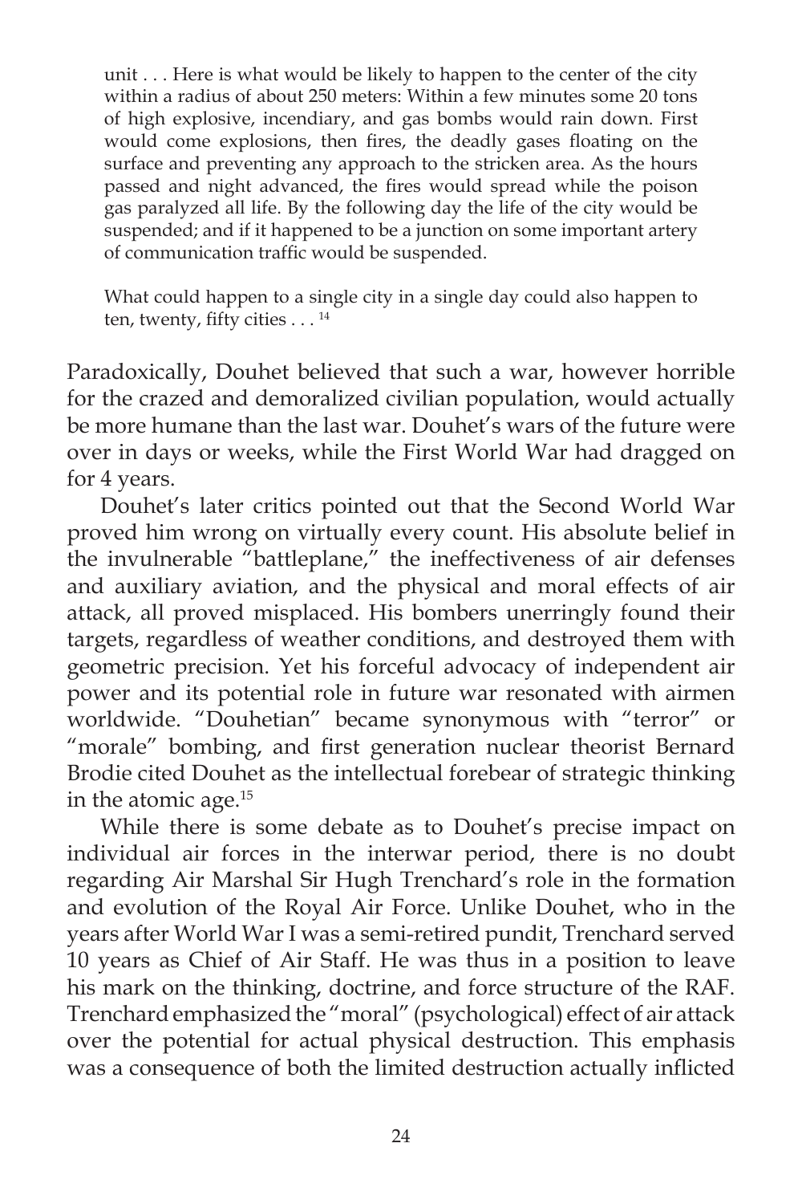> unit . . . Here is what would be likely to happen to the center of the city within a radius of about 250 meters: Within a few minutes some 20 tons of high explosive, incendiary, and gas bombs would rain down. First would come explosions, then fires, the deadly gases floating on the surface and preventing any approach to the stricken area. As the hours passed and night advanced, the fires would spread while the poison gas paralyzed all life. By the following day the life of the city would be suspended; and if it happened to be a junction on some important artery of communication traffic would be suspended.
>
> What could happen to a single city in a single day could also happen to ten, twenty, fifty cities . . . [14]

Paradoxically, Douhet believed that such a war, however horrible for the crazed and demoralized civilian population, would actually be more humane than the last war. Douhet's wars of the future were over in days or weeks, while the First World War had dragged on for 4 years.

Douhet's later critics pointed out that the Second World War proved him wrong on virtually every count. His absolute belief in the invulnerable "battleplane," the ineffectiveness of air defenses and auxiliary aviation, and the physical and moral effects of air attack, all proved misplaced. His bombers unerringly found their targets, regardless of weather conditions, and destroyed them with geometric precision. Yet his forceful advocacy of independent air power and its potential role in future war resonated with airmen worldwide. "Douhetian" became synonymous with "terror" or "morale" bombing, and first generation nuclear theorist Bernard Brodie cited Douhet as the intellectual forebear of strategic thinking in the atomic age.[15]

While there is some debate as to Douhet's precise impact on individual air forces in the interwar period, there is no doubt regarding Air Marshal Sir Hugh Trenchard's role in the formation and evolution of the Royal Air Force. Unlike Douhet, who in the years after World War I was a semi-retired pundit, Trenchard served 10 years as Chief of Air Staff. He was thus in a position to leave his mark on the thinking, doctrine, and force structure of the RAF. Trenchard emphasized the "moral" (psychological) effect of air attack over the potential for actual physical destruction. This emphasis was a consequence of both the limited destruction actually inflicted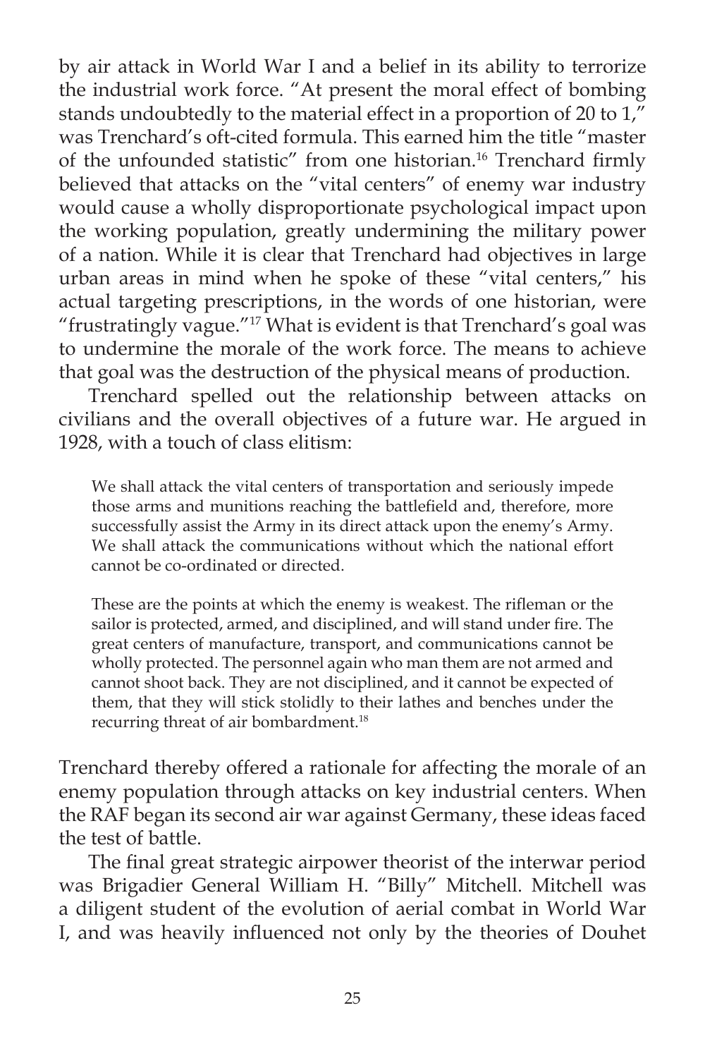by air attack in World War I and a belief in its ability to terrorize the industrial work force. "At present the moral effect of bombing stands undoubtedly to the material effect in a proportion of 20 to 1," was Trenchard's oft-cited formula. This earned him the title "master of the unfounded statistic" from one historian.[16] Trenchard firmly believed that attacks on the "vital centers" of enemy war industry would cause a wholly disproportionate psychological impact upon the working population, greatly undermining the military power of a nation. While it is clear that Trenchard had objectives in large urban areas in mind when he spoke of these "vital centers," his actual targeting prescriptions, in the words of one historian, were "frustratingly vague."[17] What is evident is that Trenchard's goal was to undermine the morale of the work force. The means to achieve that goal was the destruction of the physical means of production.

Trenchard spelled out the relationship between attacks on civilians and the overall objectives of a future war. He argued in 1928, with a touch of class elitism:

> We shall attack the vital centers of transportation and seriously impede those arms and munitions reaching the battlefield and, therefore, more successfully assist the Army in its direct attack upon the enemy's Army. We shall attack the communications without which the national effort cannot be co-ordinated or directed.
>
> These are the points at which the enemy is weakest. The rifleman or the sailor is protected, armed, and disciplined, and will stand under fire. The great centers of manufacture, transport, and communications cannot be wholly protected. The personnel again who man them are not armed and cannot shoot back. They are not disciplined, and it cannot be expected of them, that they will stick stolidly to their lathes and benches under the recurring threat of air bombardment.[18]

Trenchard thereby offered a rationale for affecting the morale of an enemy population through attacks on key industrial centers. When the RAF began its second air war against Germany, these ideas faced the test of battle.

The final great strategic airpower theorist of the interwar period was Brigadier General William H. "Billy" Mitchell. Mitchell was a diligent student of the evolution of aerial combat in World War I, and was heavily influenced not only by the theories of Douhet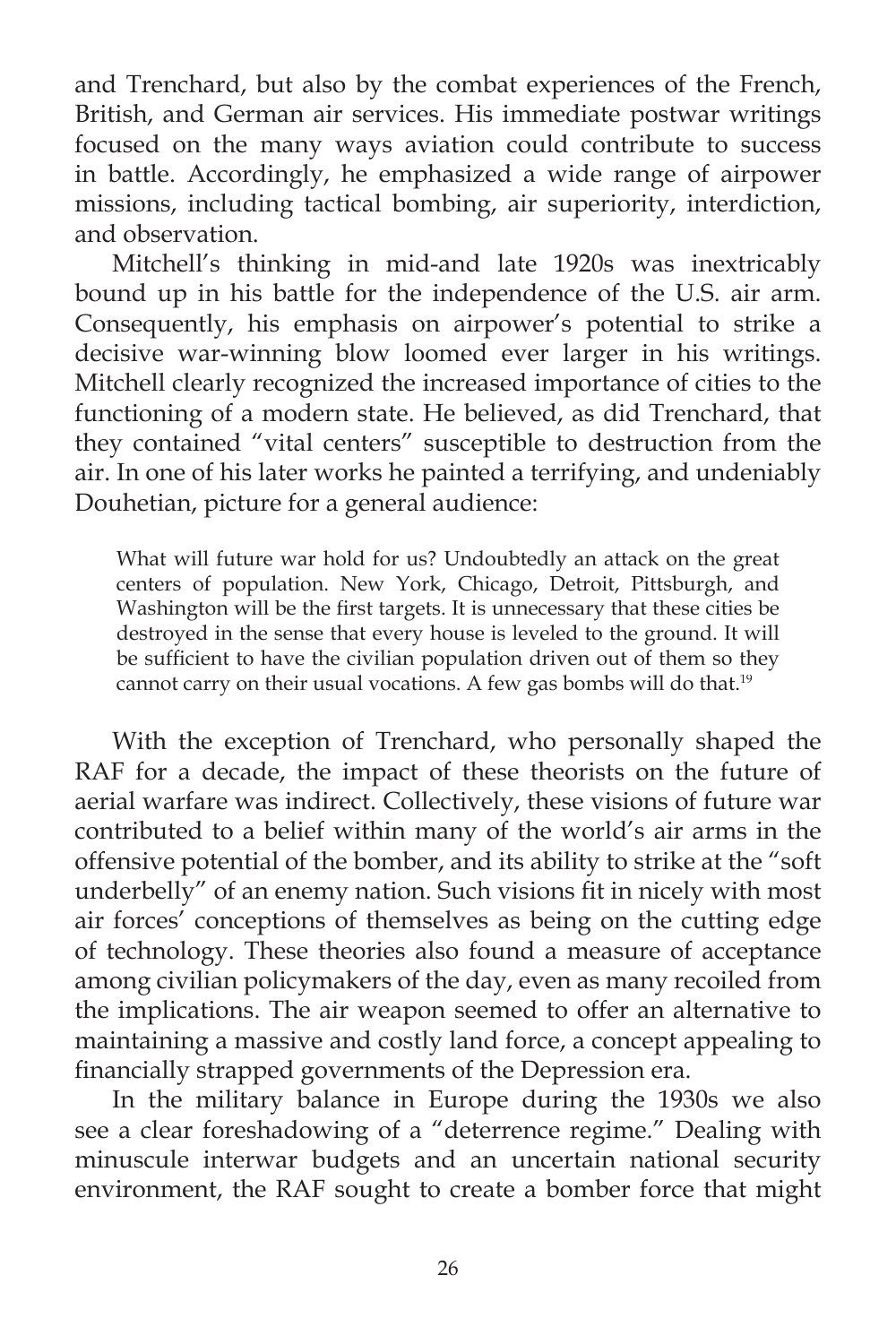and Trenchard, but also by the combat experiences of the French, British, and German air services. His immediate postwar writings focused on the many ways aviation could contribute to success in battle. Accordingly, he emphasized a wide range of airpower missions, including tactical bombing, air superiority, interdiction, and observation.

Mitchell's thinking in mid-and late 1920s was inextricably bound up in his battle for the independence of the U.S. air arm. Consequently, his emphasis on airpower's potential to strike a decisive war-winning blow loomed ever larger in his writings. Mitchell clearly recognized the increased importance of cities to the functioning of a modern state. He believed, as did Trenchard, that they contained "vital centers" susceptible to destruction from the air. In one of his later works he painted a terrifying, and undeniably Douhetian, picture for a general audience:

> What will future war hold for us? Undoubtedly an attack on the great centers of population. New York, Chicago, Detroit, Pittsburgh, and Washington will be the first targets. It is unnecessary that these cities be destroyed in the sense that every house is leveled to the ground. It will be sufficient to have the civilian population driven out of them so they cannot carry on their usual vocations. A few gas bombs will do that.[19]

With the exception of Trenchard, who personally shaped the RAF for a decade, the impact of these theorists on the future of aerial warfare was indirect. Collectively, these visions of future war contributed to a belief within many of the world's air arms in the offensive potential of the bomber, and its ability to strike at the "soft underbelly" of an enemy nation. Such visions fit in nicely with most air forces' conceptions of themselves as being on the cutting edge of technology. These theories also found a measure of acceptance among civilian policymakers of the day, even as many recoiled from the implications. The air weapon seemed to offer an alternative to maintaining a massive and costly land force, a concept appealing to financially strapped governments of the Depression era.

In the military balance in Europe during the 1930s we also see a clear foreshadowing of a "deterrence regime." Dealing with minuscule interwar budgets and an uncertain national security environment, the RAF sought to create a bomber force that might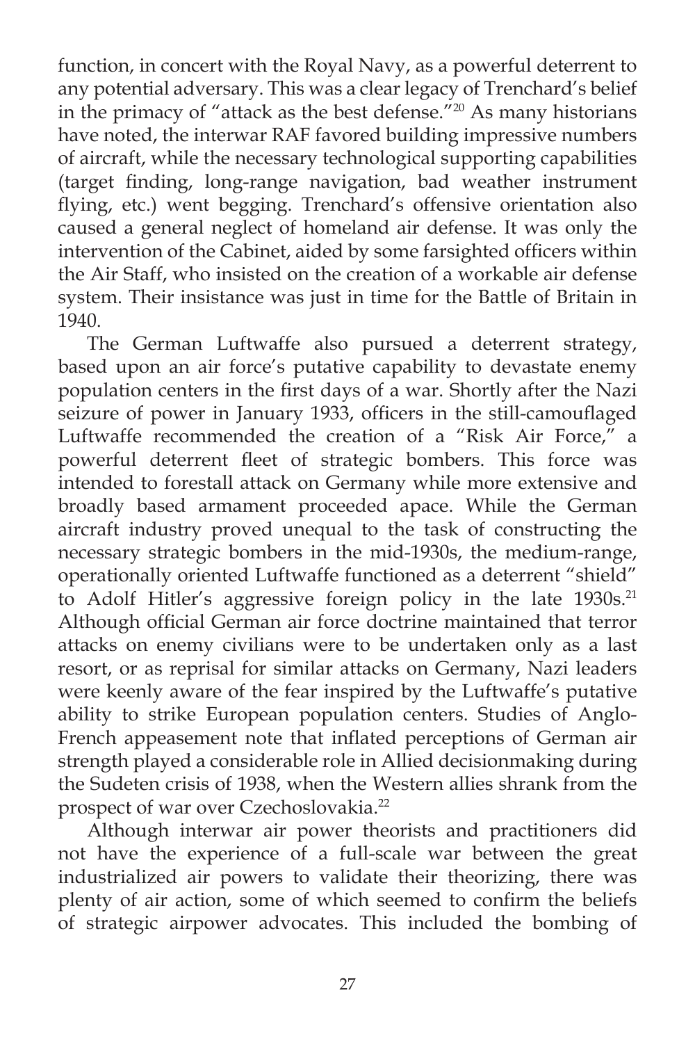function, in concert with the Royal Navy, as a powerful deterrent to any potential adversary. This was a clear legacy of Trenchard's belief in the primacy of "attack as the best defense."[20] As many historians have noted, the interwar RAF favored building impressive numbers of aircraft, while the necessary technological supporting capabilities (target finding, long-range navigation, bad weather instrument flying, etc.) went begging. Trenchard's offensive orientation also caused a general neglect of homeland air defense. It was only the intervention of the Cabinet, aided by some farsighted officers within the Air Staff, who insisted on the creation of a workable air defense system. Their insistance was just in time for the Battle of Britain in 1940.

The German Luftwaffe also pursued a deterrent strategy, based upon an air force's putative capability to devastate enemy population centers in the first days of a war. Shortly after the Nazi seizure of power in January 1933, officers in the still-camouflaged Luftwaffe recommended the creation of a "Risk Air Force," a powerful deterrent fleet of strategic bombers. This force was intended to forestall attack on Germany while more extensive and broadly based armament proceeded apace. While the German aircraft industry proved unequal to the task of constructing the necessary strategic bombers in the mid-1930s, the medium-range, operationally oriented Luftwaffe functioned as a deterrent "shield" to Adolf Hitler's aggressive foreign policy in the late 1930s.[21] Although official German air force doctrine maintained that terror attacks on enemy civilians were to be undertaken only as a last resort, or as reprisal for similar attacks on Germany, Nazi leaders were keenly aware of the fear inspired by the Luftwaffe's putative ability to strike European population centers. Studies of Anglo-French appeasement note that inflated perceptions of German air strength played a considerable role in Allied decisionmaking during the Sudeten crisis of 1938, when the Western allies shrank from the prospect of war over Czechoslovakia.[22]

Although interwar air power theorists and practitioners did not have the experience of a full-scale war between the great industrialized air powers to validate their theorizing, there was plenty of air action, some of which seemed to confirm the beliefs of strategic airpower advocates. This included the bombing of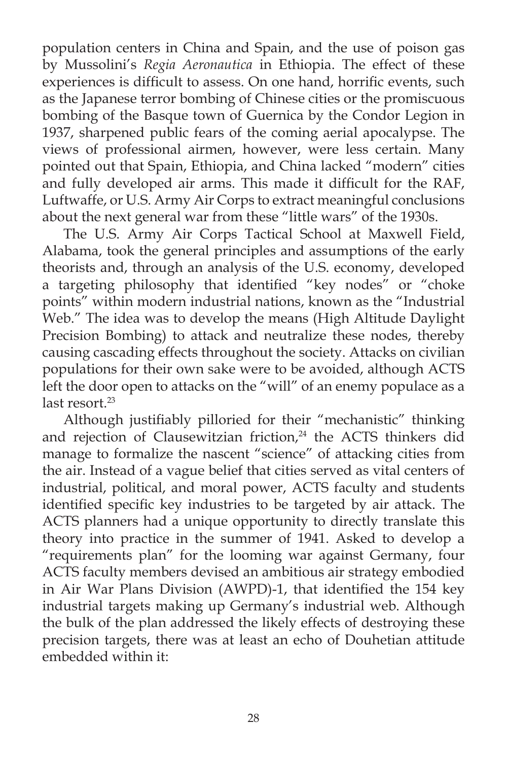population centers in China and Spain, and the use of poison gas by Mussolini's *Regia Aeronautica* in Ethiopia. The effect of these experiences is difficult to assess. On one hand, horrific events, such as the Japanese terror bombing of Chinese cities or the promiscuous bombing of the Basque town of Guernica by the Condor Legion in 1937, sharpened public fears of the coming aerial apocalypse. The views of professional airmen, however, were less certain. Many pointed out that Spain, Ethiopia, and China lacked "modern" cities and fully developed air arms. This made it difficult for the RAF, Luftwaffe, or U.S. Army Air Corps to extract meaningful conclusions about the next general war from these "little wars" of the 1930s.

The U.S. Army Air Corps Tactical School at Maxwell Field, Alabama, took the general principles and assumptions of the early theorists and, through an analysis of the U.S. economy, developed a targeting philosophy that identified "key nodes" or "choke points" within modern industrial nations, known as the "Industrial Web." The idea was to develop the means (High Altitude Daylight Precision Bombing) to attack and neutralize these nodes, thereby causing cascading effects throughout the society. Attacks on civilian populations for their own sake were to be avoided, although ACTS left the door open to attacks on the "will" of an enemy populace as a last resort.[23]

Although justifiably pilloried for their "mechanistic" thinking and rejection of Clausewitzian friction,[24] the ACTS thinkers did manage to formalize the nascent "science" of attacking cities from the air. Instead of a vague belief that cities served as vital centers of industrial, political, and moral power, ACTS faculty and students identified specific key industries to be targeted by air attack. The ACTS planners had a unique opportunity to directly translate this theory into practice in the summer of 1941. Asked to develop a "requirements plan" for the looming war against Germany, four ACTS faculty members devised an ambitious air strategy embodied in Air War Plans Division (AWPD)-1, that identified the 154 key industrial targets making up Germany's industrial web. Although the bulk of the plan addressed the likely effects of destroying these precision targets, there was at least an echo of Douhetian attitude embedded within it: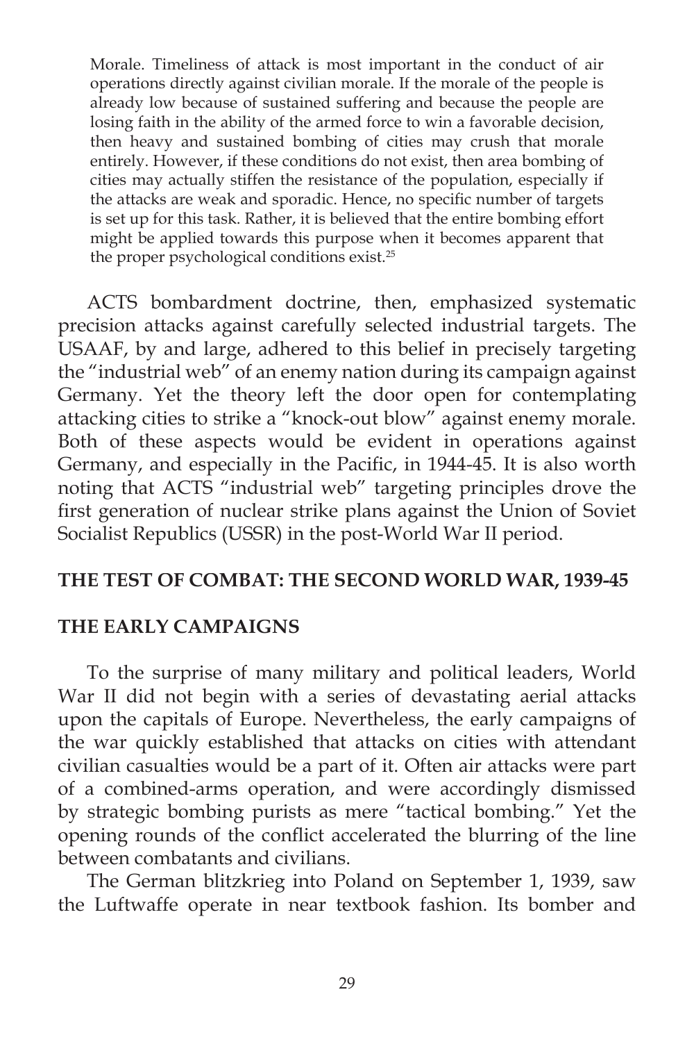> Morale. Timeliness of attack is most important in the conduct of air operations directly against civilian morale. If the morale of the people is already low because of sustained suffering and because the people are losing faith in the ability of the armed force to win a favorable decision, then heavy and sustained bombing of cities may crush that morale entirely. However, if these conditions do not exist, then area bombing of cities may actually stiffen the resistance of the population, especially if the attacks are weak and sporadic. Hence, no specific number of targets is set up for this task. Rather, it is believed that the entire bombing effort might be applied towards this purpose when it becomes apparent that the proper psychological conditions exist.[25]

ACTS bombardment doctrine, then, emphasized systematic precision attacks against carefully selected industrial targets. The USAAF, by and large, adhered to this belief in precisely targeting the "industrial web" of an enemy nation during its campaign against Germany. Yet the theory left the door open for contemplating attacking cities to strike a "knock-out blow" against enemy morale. Both of these aspects would be evident in operations against Germany, and especially in the Pacific, in 1944-45. It is also worth noting that ACTS "industrial web" targeting principles drove the first generation of nuclear strike plans against the Union of Soviet Socialist Republics (USSR) in the post-World War II period.

## THE TEST OF COMBAT: THE SECOND WORLD WAR, 1939-45

### THE EARLY CAMPAIGNS

To the surprise of many military and political leaders, World War II did not begin with a series of devastating aerial attacks upon the capitals of Europe. Nevertheless, the early campaigns of the war quickly established that attacks on cities with attendant civilian casualties would be a part of it. Often air attacks were part of a combined-arms operation, and were accordingly dismissed by strategic bombing purists as mere "tactical bombing." Yet the opening rounds of the conflict accelerated the blurring of the line between combatants and civilians.

The German blitzkrieg into Poland on September 1, 1939, saw the Luftwaffe operate in near textbook fashion. Its bomber and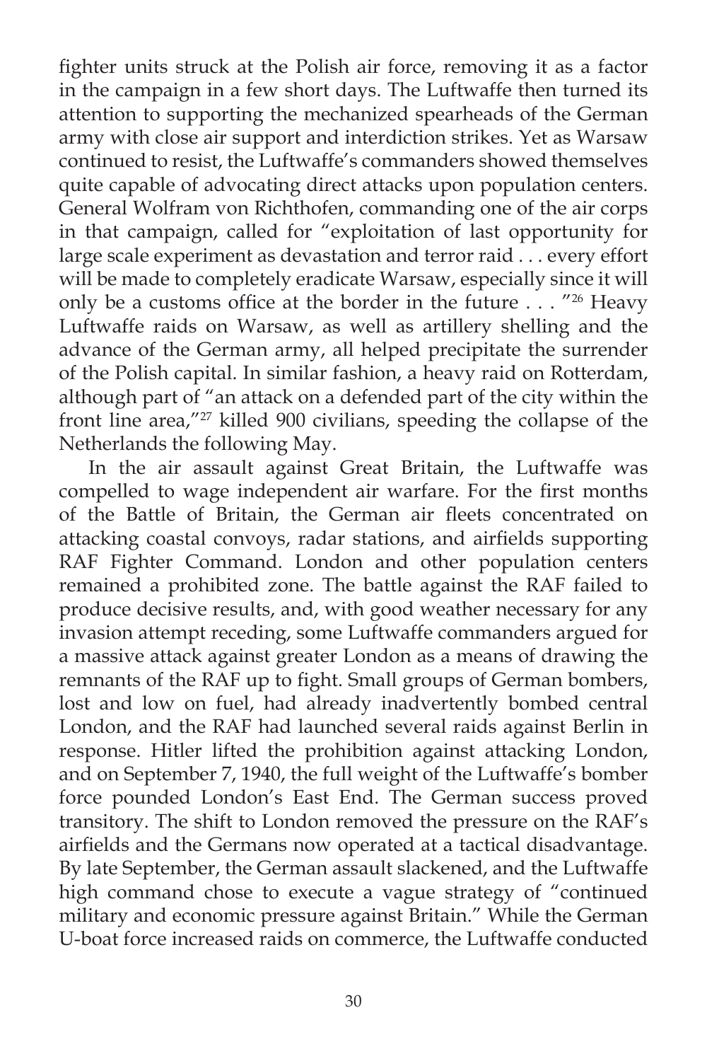fighter units struck at the Polish air force, removing it as a factor in the campaign in a few short days. The Luftwaffe then turned its attention to supporting the mechanized spearheads of the German army with close air support and interdiction strikes. Yet as Warsaw continued to resist, the Luftwaffe's commanders showed themselves quite capable of advocating direct attacks upon population centers. General Wolfram von Richthofen, commanding one of the air corps in that campaign, called for "exploitation of last opportunity for large scale experiment as devastation and terror raid . . . every effort will be made to completely eradicate Warsaw, especially since it will only be a customs office at the border in the future . . . "[26] Heavy Luftwaffe raids on Warsaw, as well as artillery shelling and the advance of the German army, all helped precipitate the surrender of the Polish capital. In similar fashion, a heavy raid on Rotterdam, although part of "an attack on a defended part of the city within the front line area,"[27] killed 900 civilians, speeding the collapse of the Netherlands the following May.

In the air assault against Great Britain, the Luftwaffe was compelled to wage independent air warfare. For the first months of the Battle of Britain, the German air fleets concentrated on attacking coastal convoys, radar stations, and airfields supporting RAF Fighter Command. London and other population centers remained a prohibited zone. The battle against the RAF failed to produce decisive results, and, with good weather necessary for any invasion attempt receding, some Luftwaffe commanders argued for a massive attack against greater London as a means of drawing the remnants of the RAF up to fight. Small groups of German bombers, lost and low on fuel, had already inadvertently bombed central London, and the RAF had launched several raids against Berlin in response. Hitler lifted the prohibition against attacking London, and on September 7, 1940, the full weight of the Luftwaffe's bomber force pounded London's East End. The German success proved transitory. The shift to London removed the pressure on the RAF's airfields and the Germans now operated at a tactical disadvantage. By late September, the German assault slackened, and the Luftwaffe high command chose to execute a vague strategy of "continued military and economic pressure against Britain." While the German U-boat force increased raids on commerce, the Luftwaffe conducted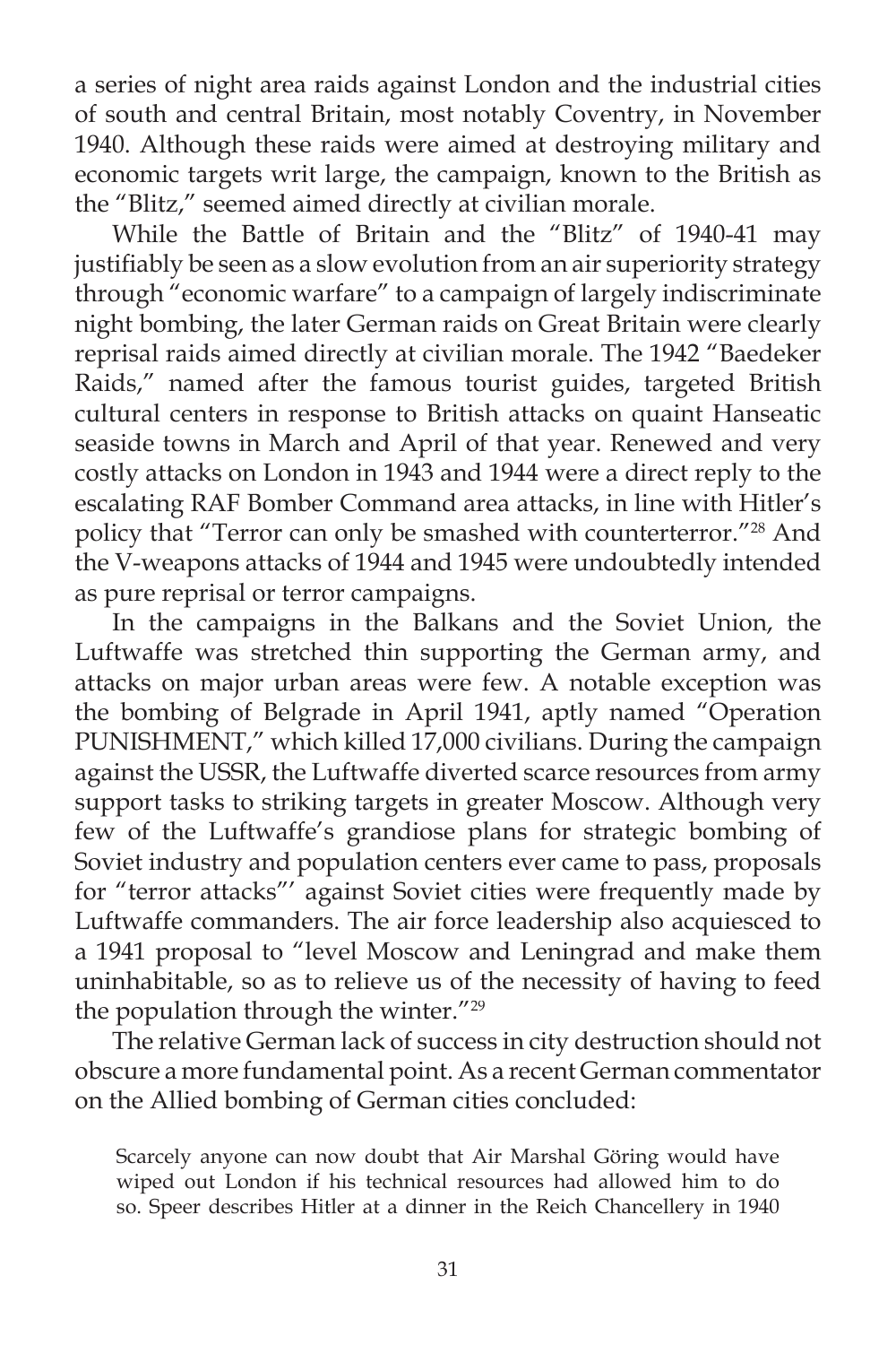a series of night area raids against London and the industrial cities of south and central Britain, most notably Coventry, in November 1940. Although these raids were aimed at destroying military and economic targets writ large, the campaign, known to the British as the "Blitz," seemed aimed directly at civilian morale.

While the Battle of Britain and the "Blitz" of 1940-41 may justifiably be seen as a slow evolution from an air superiority strategy through "economic warfare" to a campaign of largely indiscriminate night bombing, the later German raids on Great Britain were clearly reprisal raids aimed directly at civilian morale. The 1942 "Baedeker Raids," named after the famous tourist guides, targeted British cultural centers in response to British attacks on quaint Hanseatic seaside towns in March and April of that year. Renewed and very costly attacks on London in 1943 and 1944 were a direct reply to the escalating RAF Bomber Command area attacks, in line with Hitler's policy that "Terror can only be smashed with counterterror."[28] And the V-weapons attacks of 1944 and 1945 were undoubtedly intended as pure reprisal or terror campaigns.

In the campaigns in the Balkans and the Soviet Union, the Luftwaffe was stretched thin supporting the German army, and attacks on major urban areas were few. A notable exception was the bombing of Belgrade in April 1941, aptly named "Operation PUNISHMENT," which killed 17,000 civilians. During the campaign against the USSR, the Luftwaffe diverted scarce resources from army support tasks to striking targets in greater Moscow. Although very few of the Luftwaffe's grandiose plans for strategic bombing of Soviet industry and population centers ever came to pass, proposals for "terror attacks"' against Soviet cities were frequently made by Luftwaffe commanders. The air force leadership also acquiesced to a 1941 proposal to "level Moscow and Leningrad and make them uninhabitable, so as to relieve us of the necessity of having to feed the population through the winter."[29]

The relative German lack of success in city destruction should not obscure a more fundamental point. As a recent German commentator on the Allied bombing of German cities concluded:

> Scarcely anyone can now doubt that Air Marshal Göring would have wiped out London if his technical resources had allowed him to do so. Speer describes Hitler at a dinner in the Reich Chancellery in 1940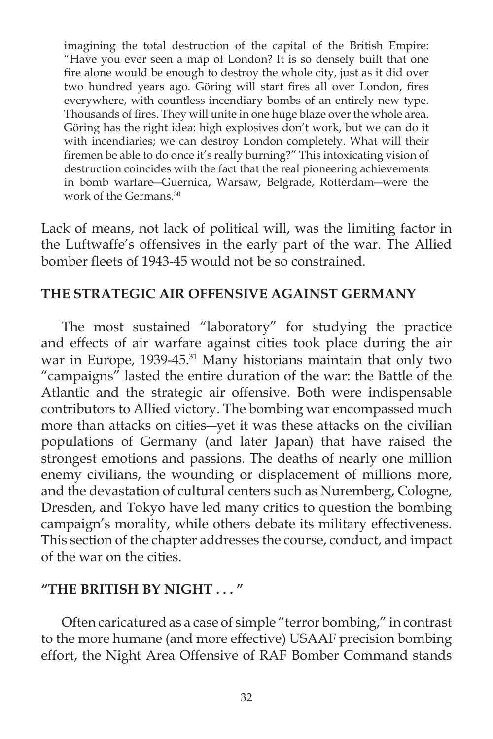> imagining the total destruction of the capital of the British Empire: "Have you ever seen a map of London? It is so densely built that one fire alone would be enough to destroy the whole city, just as it did over two hundred years ago. Göring will start fires all over London, fires everywhere, with countless incendiary bombs of an entirely new type. Thousands of fires. They will unite in one huge blaze over the whole area. Göring has the right idea: high explosives don't work, but we can do it with incendiaries; we can destroy London completely. What will their firemen be able to do once it's really burning?" This intoxicating vision of destruction coincides with the fact that the real pioneering achievements in bomb warfare—Guernica, Warsaw, Belgrade, Rotterdam—were the work of the Germans.[30]

Lack of means, not lack of political will, was the limiting factor in the Luftwaffe's offensives in the early part of the war. The Allied bomber fleets of 1943-45 would not be so constrained.

## THE STRATEGIC AIR OFFENSIVE AGAINST GERMANY

The most sustained "laboratory" for studying the practice and effects of air warfare against cities took place during the air war in Europe, 1939-45.[31] Many historians maintain that only two "campaigns" lasted the entire duration of the war: the Battle of the Atlantic and the strategic air offensive. Both were indispensable contributors to Allied victory. The bombing war encompassed much more than attacks on cities—yet it was these attacks on the civilian populations of Germany (and later Japan) that have raised the strongest emotions and passions. The deaths of nearly one million enemy civilians, the wounding or displacement of millions more, and the devastation of cultural centers such as Nuremberg, Cologne, Dresden, and Tokyo have led many critics to question the bombing campaign's morality, while others debate its military effectiveness. This section of the chapter addresses the course, conduct, and impact of the war on the cities.

## "THE BRITISH BY NIGHT . . . "

Often caricatured as a case of simple "terror bombing," in contrast to the more humane (and more effective) USAAF precision bombing effort, the Night Area Offensive of RAF Bomber Command stands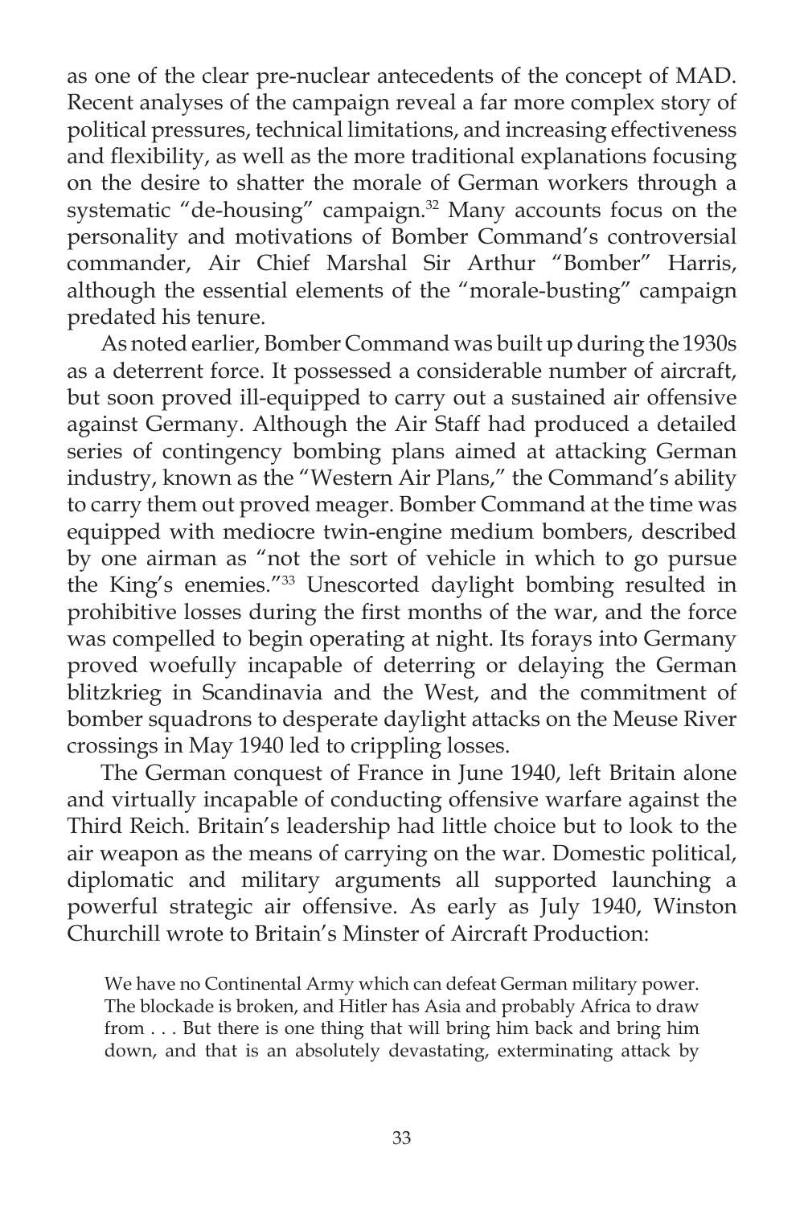as one of the clear pre-nuclear antecedents of the concept of MAD. Recent analyses of the campaign reveal a far more complex story of political pressures, technical limitations, and increasing effectiveness and flexibility, as well as the more traditional explanations focusing on the desire to shatter the morale of German workers through a systematic "de-housing" campaign.[32] Many accounts focus on the personality and motivations of Bomber Command's controversial commander, Air Chief Marshal Sir Arthur "Bomber" Harris, although the essential elements of the "morale-busting" campaign predated his tenure.

As noted earlier, Bomber Command was built up during the 1930s as a deterrent force. It possessed a considerable number of aircraft, but soon proved ill-equipped to carry out a sustained air offensive against Germany. Although the Air Staff had produced a detailed series of contingency bombing plans aimed at attacking German industry, known as the "Western Air Plans," the Command's ability to carry them out proved meager. Bomber Command at the time was equipped with mediocre twin-engine medium bombers, described by one airman as "not the sort of vehicle in which to go pursue the King's enemies."[33] Unescorted daylight bombing resulted in prohibitive losses during the first months of the war, and the force was compelled to begin operating at night. Its forays into Germany proved woefully incapable of deterring or delaying the German blitzkrieg in Scandinavia and the West, and the commitment of bomber squadrons to desperate daylight attacks on the Meuse River crossings in May 1940 led to crippling losses.

The German conquest of France in June 1940, left Britain alone and virtually incapable of conducting offensive warfare against the Third Reich. Britain's leadership had little choice but to look to the air weapon as the means of carrying on the war. Domestic political, diplomatic and military arguments all supported launching a powerful strategic air offensive. As early as July 1940, Winston Churchill wrote to Britain's Minster of Aircraft Production:

> We have no Continental Army which can defeat German military power. The blockade is broken, and Hitler has Asia and probably Africa to draw from . . . But there is one thing that will bring him back and bring him down, and that is an absolutely devastating, exterminating attack by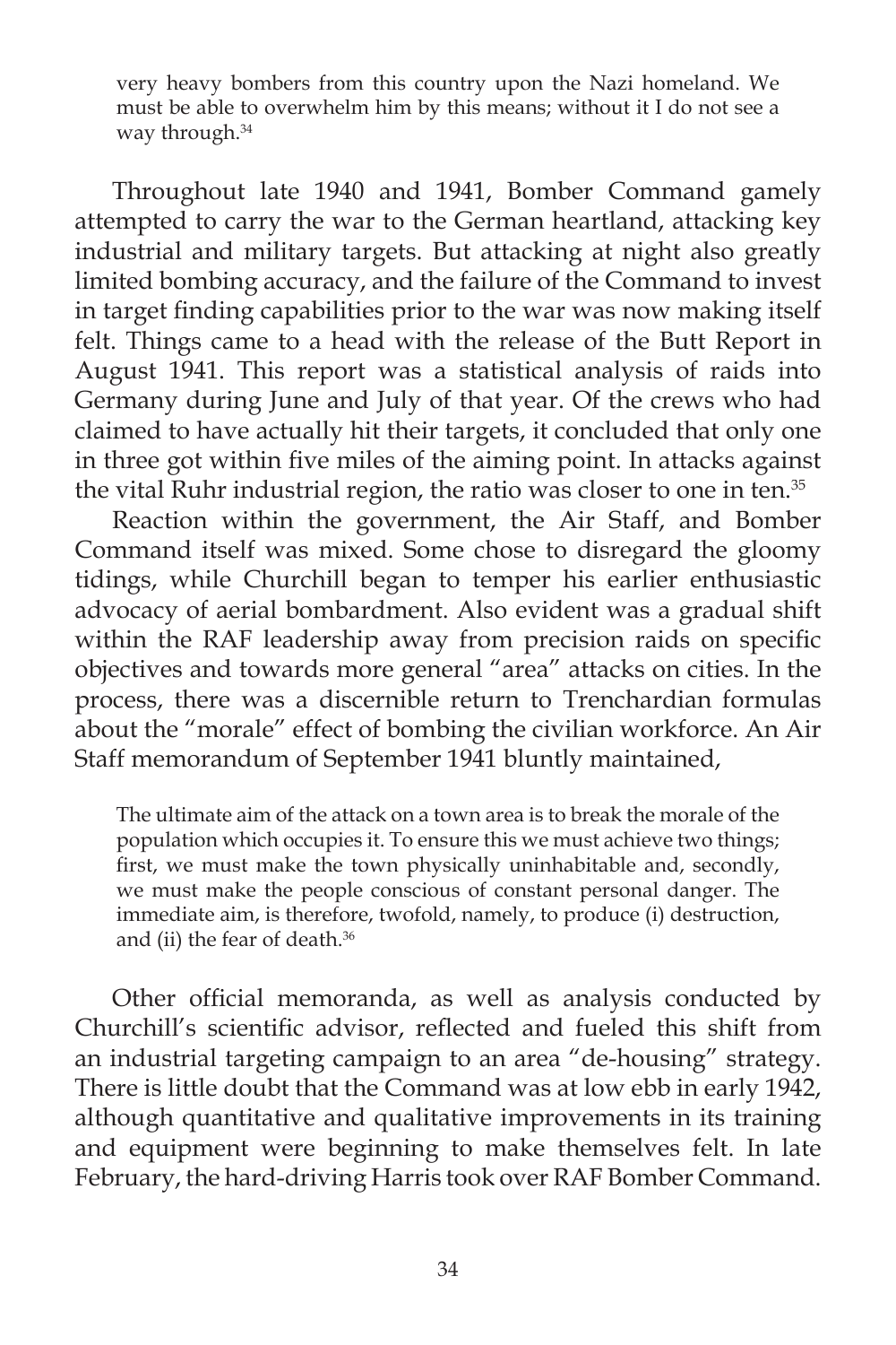> very heavy bombers from this country upon the Nazi homeland. We must be able to overwhelm him by this means; without it I do not see a way through.[34]

Throughout late 1940 and 1941, Bomber Command gamely attempted to carry the war to the German heartland, attacking key industrial and military targets. But attacking at night also greatly limited bombing accuracy, and the failure of the Command to invest in target finding capabilities prior to the war was now making itself felt. Things came to a head with the release of the Butt Report in August 1941. This report was a statistical analysis of raids into Germany during June and July of that year. Of the crews who had claimed to have actually hit their targets, it concluded that only one in three got within five miles of the aiming point. In attacks against the vital Ruhr industrial region, the ratio was closer to one in ten.[35]

Reaction within the government, the Air Staff, and Bomber Command itself was mixed. Some chose to disregard the gloomy tidings, while Churchill began to temper his earlier enthusiastic advocacy of aerial bombardment. Also evident was a gradual shift within the RAF leadership away from precision raids on specific objectives and towards more general "area" attacks on cities. In the process, there was a discernible return to Trenchardian formulas about the "morale" effect of bombing the civilian workforce. An Air Staff memorandum of September 1941 bluntly maintained,

> The ultimate aim of the attack on a town area is to break the morale of the population which occupies it. To ensure this we must achieve two things; first, we must make the town physically uninhabitable and, secondly, we must make the people conscious of constant personal danger. The immediate aim, is therefore, twofold, namely, to produce (i) destruction, and (ii) the fear of death.[36]

Other official memoranda, as well as analysis conducted by Churchill's scientific advisor, reflected and fueled this shift from an industrial targeting campaign to an area "de-housing" strategy. There is little doubt that the Command was at low ebb in early 1942, although quantitative and qualitative improvements in its training and equipment were beginning to make themselves felt. In late February, the hard-driving Harris took over RAF Bomber Command.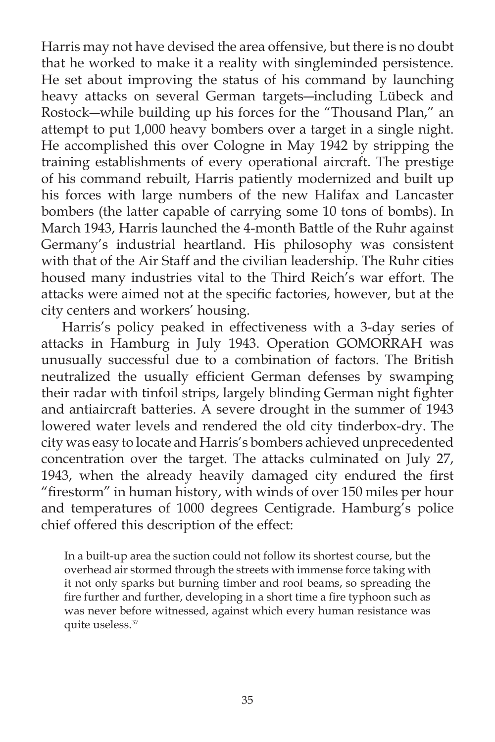Harris may not have devised the area offensive, but there is no doubt that he worked to make it a reality with singleminded persistence. He set about improving the status of his command by launching heavy attacks on several German targets—including Lübeck and Rostock—while building up his forces for the "Thousand Plan," an attempt to put 1,000 heavy bombers over a target in a single night. He accomplished this over Cologne in May 1942 by stripping the training establishments of every operational aircraft. The prestige of his command rebuilt, Harris patiently modernized and built up his forces with large numbers of the new Halifax and Lancaster bombers (the latter capable of carrying some 10 tons of bombs). In March 1943, Harris launched the 4-month Battle of the Ruhr against Germany's industrial heartland. His philosophy was consistent with that of the Air Staff and the civilian leadership. The Ruhr cities housed many industries vital to the Third Reich's war effort. The attacks were aimed not at the specific factories, however, but at the city centers and workers' housing.

Harris's policy peaked in effectiveness with a 3-day series of attacks in Hamburg in July 1943. Operation GOMORRAH was unusually successful due to a combination of factors. The British neutralized the usually efficient German defenses by swamping their radar with tinfoil strips, largely blinding German night fighter and antiaircraft batteries. A severe drought in the summer of 1943 lowered water levels and rendered the old city tinderbox-dry. The city was easy to locate and Harris's bombers achieved unprecedented concentration over the target. The attacks culminated on July 27, 1943, when the already heavily damaged city endured the first "firestorm" in human history, with winds of over 150 miles per hour and temperatures of 1000 degrees Centigrade. Hamburg's police chief offered this description of the effect:

> In a built-up area the suction could not follow its shortest course, but the overhead air stormed through the streets with immense force taking with it not only sparks but burning timber and roof beams, so spreading the fire further and further, developing in a short time a fire typhoon such as was never before witnessed, against which every human resistance was quite useless.[37]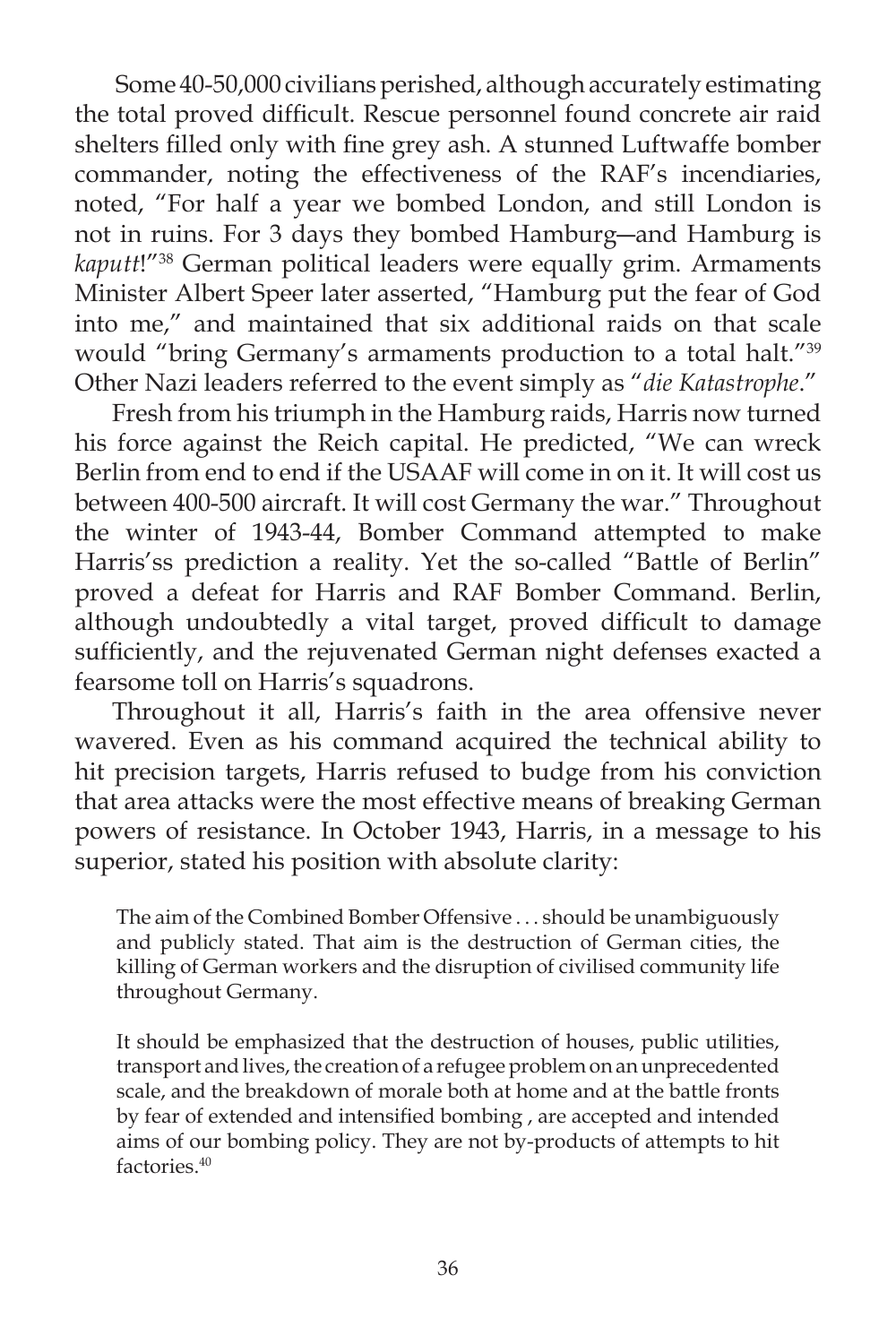Some 40-50,000 civilians perished, although accurately estimating the total proved difficult. Rescue personnel found concrete air raid shelters filled only with fine grey ash. A stunned Luftwaffe bomber commander, noting the effectiveness of the RAF's incendiaries, noted, "For half a year we bombed London, and still London is not in ruins. For 3 days they bombed Hamburg—and Hamburg is *kaputt*!"[38] German political leaders were equally grim. Armaments Minister Albert Speer later asserted, "Hamburg put the fear of God into me," and maintained that six additional raids on that scale would "bring Germany's armaments production to a total halt."[39] Other Nazi leaders referred to the event simply as "*die Katastrophe*."

Fresh from his triumph in the Hamburg raids, Harris now turned his force against the Reich capital. He predicted, "We can wreck Berlin from end to end if the USAAF will come in on it. It will cost us between 400-500 aircraft. It will cost Germany the war." Throughout the winter of 1943-44, Bomber Command attempted to make Harris'ss prediction a reality. Yet the so-called "Battle of Berlin" proved a defeat for Harris and RAF Bomber Command. Berlin, although undoubtedly a vital target, proved difficult to damage sufficiently, and the rejuvenated German night defenses exacted a fearsome toll on Harris's squadrons.

Throughout it all, Harris's faith in the area offensive never wavered. Even as his command acquired the technical ability to hit precision targets, Harris refused to budge from his conviction that area attacks were the most effective means of breaking German powers of resistance. In October 1943, Harris, in a message to his superior, stated his position with absolute clarity:

> The aim of the Combined Bomber Offensive . . . should be unambiguously and publicly stated. That aim is the destruction of German cities, the killing of German workers and the disruption of civilised community life throughout Germany.
>
> It should be emphasized that the destruction of houses, public utilities, transport and lives, the creation of a refugee problem on an unprecedented scale, and the breakdown of morale both at home and at the battle fronts by fear of extended and intensified bombing , are accepted and intended aims of our bombing policy. They are not by-products of attempts to hit factories.[40]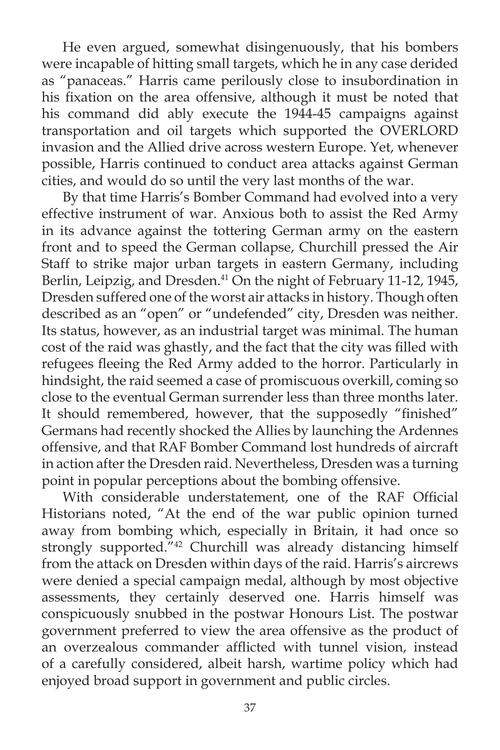He even argued, somewhat disingenuously, that his bombers were incapable of hitting small targets, which he in any case derided as "panaceas." Harris came perilously close to insubordination in his fixation on the area offensive, although it must be noted that his command did ably execute the 1944-45 campaigns against transportation and oil targets which supported the OVERLORD invasion and the Allied drive across western Europe. Yet, whenever possible, Harris continued to conduct area attacks against German cities, and would do so until the very last months of the war.

By that time Harris's Bomber Command had evolved into a very effective instrument of war. Anxious both to assist the Red Army in its advance against the tottering German army on the eastern front and to speed the German collapse, Churchill pressed the Air Staff to strike major urban targets in eastern Germany, including Berlin, Leipzig, and Dresden.[41] On the night of February 11-12, 1945, Dresden suffered one of the worst air attacks in history. Though often described as an "open" or "undefended" city, Dresden was neither. Its status, however, as an industrial target was minimal. The human cost of the raid was ghastly, and the fact that the city was filled with refugees fleeing the Red Army added to the horror. Particularly in hindsight, the raid seemed a case of promiscuous overkill, coming so close to the eventual German surrender less than three months later. It should remembered, however, that the supposedly "finished" Germans had recently shocked the Allies by launching the Ardennes offensive, and that RAF Bomber Command lost hundreds of aircraft in action after the Dresden raid. Nevertheless, Dresden was a turning point in popular perceptions about the bombing offensive.

With considerable understatement, one of the RAF Official Historians noted, "At the end of the war public opinion turned away from bombing which, especially in Britain, it had once so strongly supported."[42] Churchill was already distancing himself from the attack on Dresden within days of the raid. Harris's aircrews were denied a special campaign medal, although by most objective assessments, they certainly deserved one. Harris himself was conspicuously snubbed in the postwar Honours List. The postwar government preferred to view the area offensive as the product of an overzealous commander afflicted with tunnel vision, instead of a carefully considered, albeit harsh, wartime policy which had enjoyed broad support in government and public circles.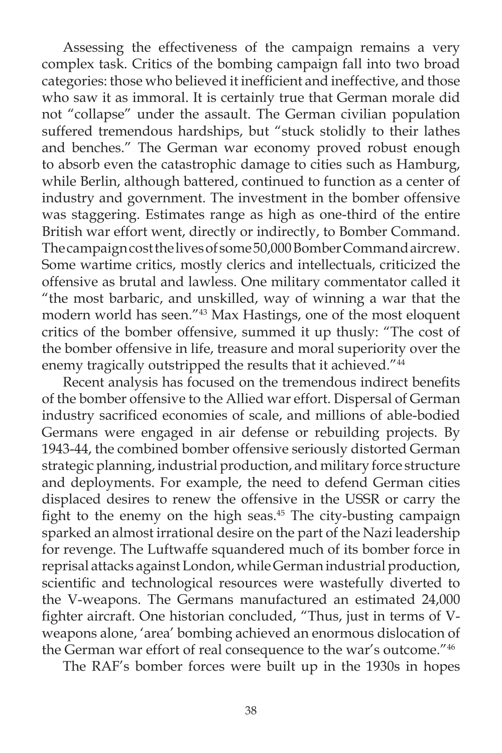Assessing the effectiveness of the campaign remains a very complex task. Critics of the bombing campaign fall into two broad categories: those who believed it inefficient and ineffective, and those who saw it as immoral. It is certainly true that German morale did not "collapse" under the assault. The German civilian population suffered tremendous hardships, but "stuck stolidly to their lathes and benches." The German war economy proved robust enough to absorb even the catastrophic damage to cities such as Hamburg, while Berlin, although battered, continued to function as a center of industry and government. The investment in the bomber offensive was staggering. Estimates range as high as one-third of the entire British war effort went, directly or indirectly, to Bomber Command. The campaign cost the lives of some 50,000 Bomber Command aircrew. Some wartime critics, mostly clerics and intellectuals, criticized the offensive as brutal and lawless. One military commentator called it "the most barbaric, and unskilled, way of winning a war that the modern world has seen."[43] Max Hastings, one of the most eloquent critics of the bomber offensive, summed it up thusly: "The cost of the bomber offensive in life, treasure and moral superiority over the enemy tragically outstripped the results that it achieved."[44]

Recent analysis has focused on the tremendous indirect benefits of the bomber offensive to the Allied war effort. Dispersal of German industry sacrificed economies of scale, and millions of able-bodied Germans were engaged in air defense or rebuilding projects. By 1943-44, the combined bomber offensive seriously distorted German strategic planning, industrial production, and military force structure and deployments. For example, the need to defend German cities displaced desires to renew the offensive in the USSR or carry the fight to the enemy on the high seas.[45] The city-busting campaign sparked an almost irrational desire on the part of the Nazi leadership for revenge. The Luftwaffe squandered much of its bomber force in reprisal attacks against London, while German industrial production, scientific and technological resources were wastefully diverted to the V-weapons. The Germans manufactured an estimated 24,000 fighter aircraft. One historian concluded, "Thus, just in terms of V-weapons alone, 'area' bombing achieved an enormous dislocation of the German war effort of real consequence to the war's outcome."[46]

The RAF's bomber forces were built up in the 1930s in hopes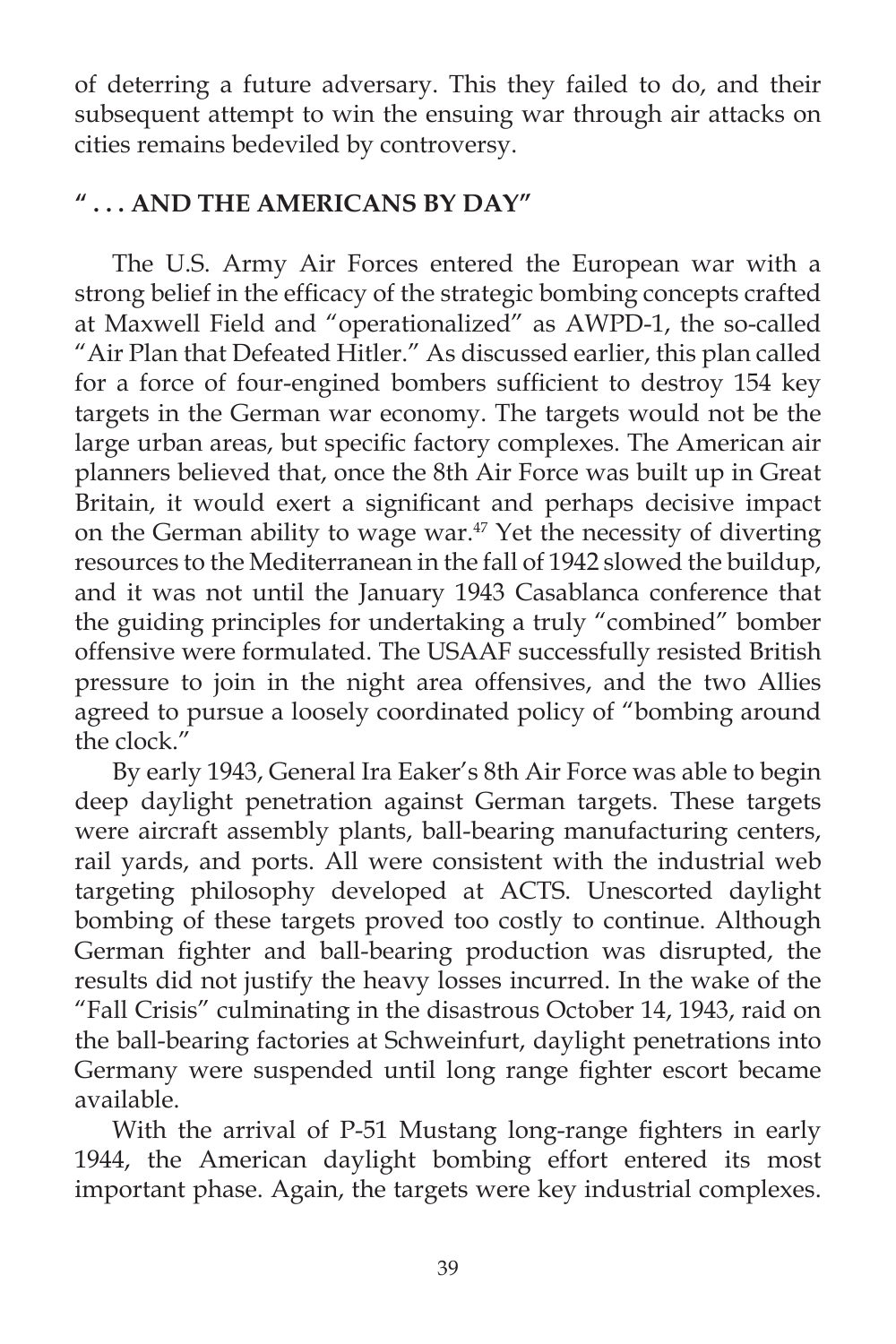of deterring a future adversary. This they failed to do, and their subsequent attempt to win the ensuing war through air attacks on cities remains bedeviled by controversy.

## " . . . AND THE AMERICANS BY DAY"

The U.S. Army Air Forces entered the European war with a strong belief in the efficacy of the strategic bombing concepts crafted at Maxwell Field and "operationalized" as AWPD-1, the so-called "Air Plan that Defeated Hitler." As discussed earlier, this plan called for a force of four-engined bombers sufficient to destroy 154 key targets in the German war economy. The targets would not be the large urban areas, but specific factory complexes. The American air planners believed that, once the 8th Air Force was built up in Great Britain, it would exert a significant and perhaps decisive impact on the German ability to wage war.[47] Yet the necessity of diverting resources to the Mediterranean in the fall of 1942 slowed the buildup, and it was not until the January 1943 Casablanca conference that the guiding principles for undertaking a truly "combined" bomber offensive were formulated. The USAAF successfully resisted British pressure to join in the night area offensives, and the two Allies agreed to pursue a loosely coordinated policy of "bombing around the clock."

By early 1943, General Ira Eaker's 8th Air Force was able to begin deep daylight penetration against German targets. These targets were aircraft assembly plants, ball-bearing manufacturing centers, rail yards, and ports. All were consistent with the industrial web targeting philosophy developed at ACTS. Unescorted daylight bombing of these targets proved too costly to continue. Although German fighter and ball-bearing production was disrupted, the results did not justify the heavy losses incurred. In the wake of the "Fall Crisis" culminating in the disastrous October 14, 1943, raid on the ball-bearing factories at Schweinfurt, daylight penetrations into Germany were suspended until long range fighter escort became available.

With the arrival of P-51 Mustang long-range fighters in early 1944, the American daylight bombing effort entered its most important phase. Again, the targets were key industrial complexes.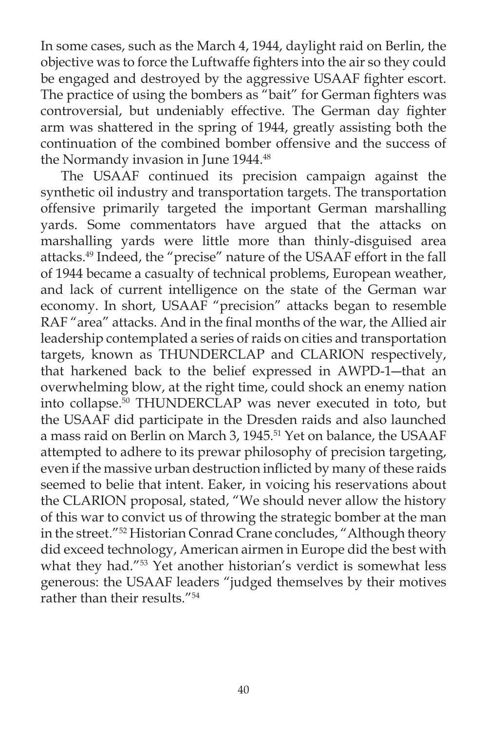In some cases, such as the March 4, 1944, daylight raid on Berlin, the objective was to force the Luftwaffe fighters into the air so they could be engaged and destroyed by the aggressive USAAF fighter escort. The practice of using the bombers as "bait" for German fighters was controversial, but undeniably effective. The German day fighter arm was shattered in the spring of 1944, greatly assisting both the continuation of the combined bomber offensive and the success of the Normandy invasion in June 1944.[48]

The USAAF continued its precision campaign against the synthetic oil industry and transportation targets. The transportation offensive primarily targeted the important German marshalling yards. Some commentators have argued that the attacks on marshalling yards were little more than thinly-disguised area attacks.[49] Indeed, the "precise" nature of the USAAF effort in the fall of 1944 became a casualty of technical problems, European weather, and lack of current intelligence on the state of the German war economy. In short, USAAF "precision" attacks began to resemble RAF "area" attacks. And in the final months of the war, the Allied air leadership contemplated a series of raids on cities and transportation targets, known as THUNDERCLAP and CLARION respectively, that harkened back to the belief expressed in AWPD-1—that an overwhelming blow, at the right time, could shock an enemy nation into collapse.[50] THUNDERCLAP was never executed in toto, but the USAAF did participate in the Dresden raids and also launched a mass raid on Berlin on March 3, 1945.[51] Yet on balance, the USAAF attempted to adhere to its prewar philosophy of precision targeting, even if the massive urban destruction inflicted by many of these raids seemed to belie that intent. Eaker, in voicing his reservations about the CLARION proposal, stated, "We should never allow the history of this war to convict us of throwing the strategic bomber at the man in the street."[52] Historian Conrad Crane concludes, "Although theory did exceed technology, American airmen in Europe did the best with what they had."[53] Yet another historian's verdict is somewhat less generous: the USAAF leaders "judged themselves by their motives rather than their results."[54]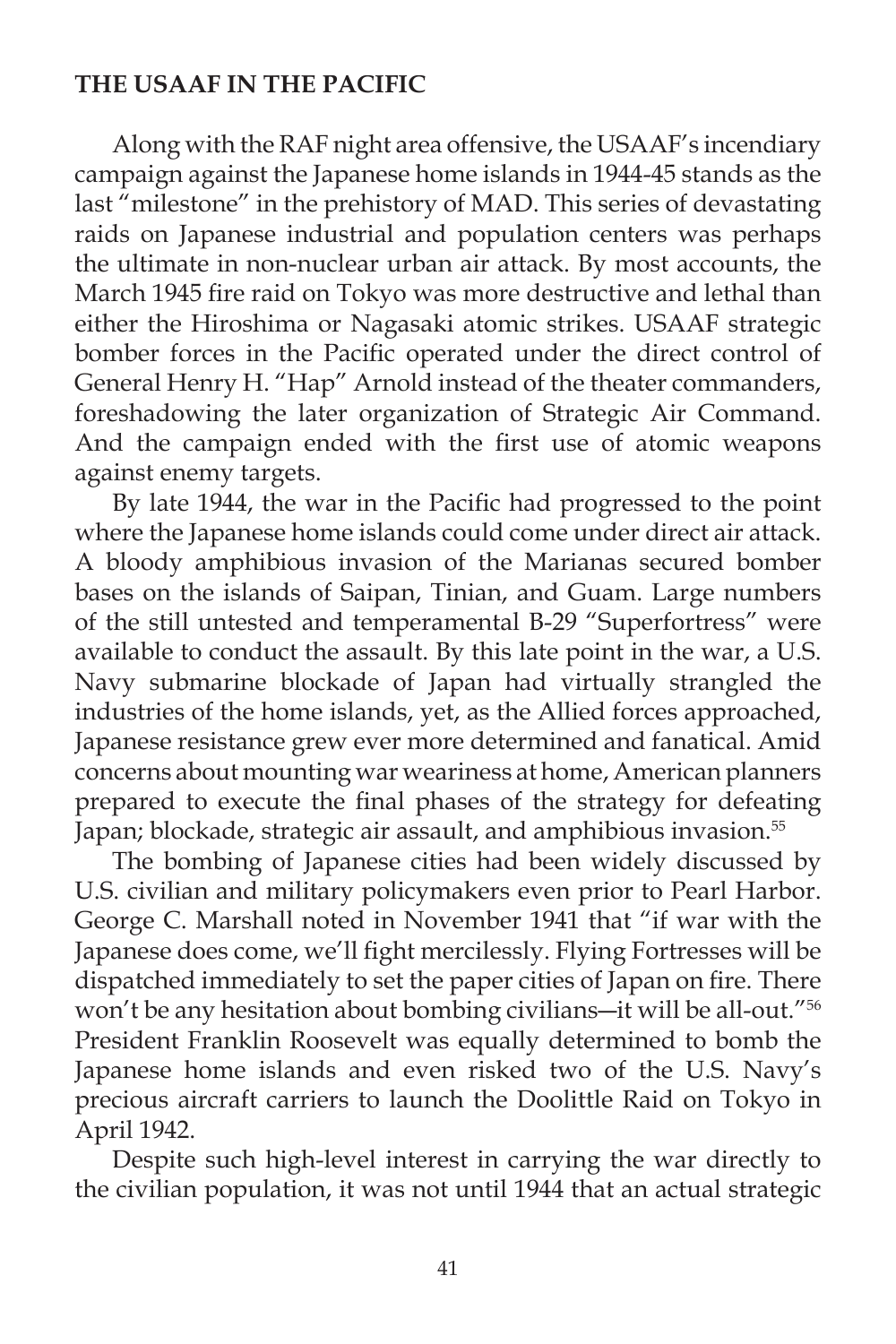## THE USAAF IN THE PACIFIC

Along with the RAF night area offensive, the USAAF's incendiary campaign against the Japanese home islands in 1944-45 stands as the last "milestone" in the prehistory of MAD. This series of devastating raids on Japanese industrial and population centers was perhaps the ultimate in non-nuclear urban air attack. By most accounts, the March 1945 fire raid on Tokyo was more destructive and lethal than either the Hiroshima or Nagasaki atomic strikes. USAAF strategic bomber forces in the Pacific operated under the direct control of General Henry H. "Hap" Arnold instead of the theater commanders, foreshadowing the later organization of Strategic Air Command. And the campaign ended with the first use of atomic weapons against enemy targets.

By late 1944, the war in the Pacific had progressed to the point where the Japanese home islands could come under direct air attack. A bloody amphibious invasion of the Marianas secured bomber bases on the islands of Saipan, Tinian, and Guam. Large numbers of the still untested and temperamental B-29 "Superfortress" were available to conduct the assault. By this late point in the war, a U.S. Navy submarine blockade of Japan had virtually strangled the industries of the home islands, yet, as the Allied forces approached, Japanese resistance grew ever more determined and fanatical. Amid concerns about mounting war weariness at home, American planners prepared to execute the final phases of the strategy for defeating Japan; blockade, strategic air assault, and amphibious invasion.[55]

The bombing of Japanese cities had been widely discussed by U.S. civilian and military policymakers even prior to Pearl Harbor. George C. Marshall noted in November 1941 that "if war with the Japanese does come, we'll fight mercilessly. Flying Fortresses will be dispatched immediately to set the paper cities of Japan on fire. There won't be any hesitation about bombing civilians—it will be all-out."[56] President Franklin Roosevelt was equally determined to bomb the Japanese home islands and even risked two of the U.S. Navy's precious aircraft carriers to launch the Doolittle Raid on Tokyo in April 1942.

Despite such high-level interest in carrying the war directly to the civilian population, it was not until 1944 that an actual strategic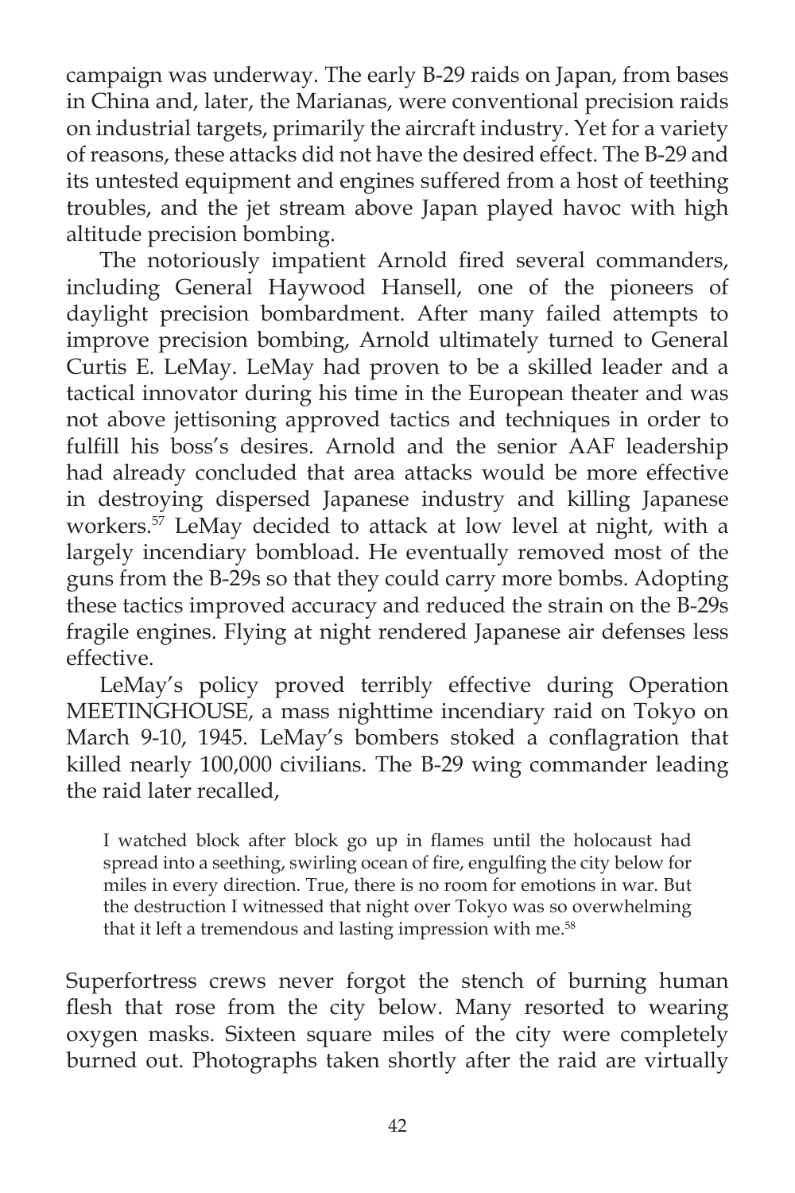campaign was underway. The early B-29 raids on Japan, from bases in China and, later, the Marianas, were conventional precision raids on industrial targets, primarily the aircraft industry. Yet for a variety of reasons, these attacks did not have the desired effect. The B-29 and its untested equipment and engines suffered from a host of teething troubles, and the jet stream above Japan played havoc with high altitude precision bombing.

The notoriously impatient Arnold fired several commanders, including General Haywood Hansell, one of the pioneers of daylight precision bombardment. After many failed attempts to improve precision bombing, Arnold ultimately turned to General Curtis E. LeMay. LeMay had proven to be a skilled leader and a tactical innovator during his time in the European theater and was not above jettisoning approved tactics and techniques in order to fulfill his boss's desires. Arnold and the senior AAF leadership had already concluded that area attacks would be more effective in destroying dispersed Japanese industry and killing Japanese workers.[57] LeMay decided to attack at low level at night, with a largely incendiary bombload. He eventually removed most of the guns from the B-29s so that they could carry more bombs. Adopting these tactics improved accuracy and reduced the strain on the B-29s fragile engines. Flying at night rendered Japanese air defenses less effective.

LeMay's policy proved terribly effective during Operation MEETINGHOUSE, a mass nighttime incendiary raid on Tokyo on March 9-10, 1945. LeMay's bombers stoked a conflagration that killed nearly 100,000 civilians. The B-29 wing commander leading the raid later recalled,

> I watched block after block go up in flames until the holocaust had spread into a seething, swirling ocean of fire, engulfing the city below for miles in every direction. True, there is no room for emotions in war. But the destruction I witnessed that night over Tokyo was so overwhelming that it left a tremendous and lasting impression with me.[58]

Superfortress crews never forgot the stench of burning human flesh that rose from the city below. Many resorted to wearing oxygen masks. Sixteen square miles of the city were completely burned out. Photographs taken shortly after the raid are virtually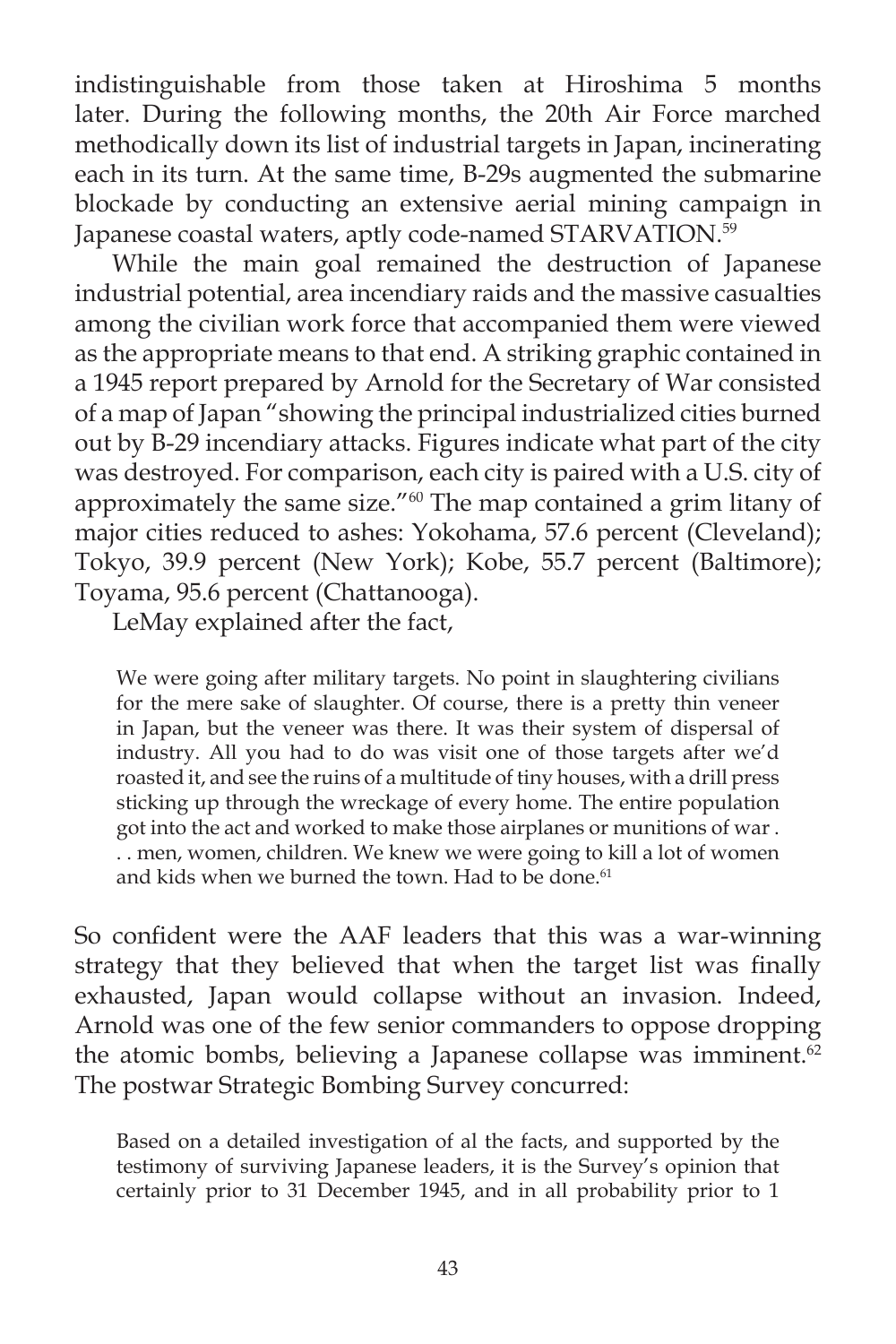indistinguishable from those taken at Hiroshima 5 months later. During the following months, the 20th Air Force marched methodically down its list of industrial targets in Japan, incinerating each in its turn. At the same time, B-29s augmented the submarine blockade by conducting an extensive aerial mining campaign in Japanese coastal waters, aptly code-named STARVATION.[59]

While the main goal remained the destruction of Japanese industrial potential, area incendiary raids and the massive casualties among the civilian work force that accompanied them were viewed as the appropriate means to that end. A striking graphic contained in a 1945 report prepared by Arnold for the Secretary of War consisted of a map of Japan "showing the principal industrialized cities burned out by B-29 incendiary attacks. Figures indicate what part of the city was destroyed. For comparison, each city is paired with a U.S. city of approximately the same size."[60] The map contained a grim litany of major cities reduced to ashes: Yokohama, 57.6 percent (Cleveland); Tokyo, 39.9 percent (New York); Kobe, 55.7 percent (Baltimore); Toyama, 95.6 percent (Chattanooga).

LeMay explained after the fact,

> We were going after military targets. No point in slaughtering civilians for the mere sake of slaughter. Of course, there is a pretty thin veneer in Japan, but the veneer was there. It was their system of dispersal of industry. All you had to do was visit one of those targets after we'd roasted it, and see the ruins of a multitude of tiny houses, with a drill press sticking up through the wreckage of every home. The entire population got into the act and worked to make those airplanes or munitions of war . . . men, women, children. We knew we were going to kill a lot of women and kids when we burned the town. Had to be done.[61]

So confident were the AAF leaders that this was a war-winning strategy that they believed that when the target list was finally exhausted, Japan would collapse without an invasion. Indeed, Arnold was one of the few senior commanders to oppose dropping the atomic bombs, believing a Japanese collapse was imminent.[62] The postwar Strategic Bombing Survey concurred:

> Based on a detailed investigation of al the facts, and supported by the testimony of surviving Japanese leaders, it is the Survey's opinion that certainly prior to 31 December 1945, and in all probability prior to 1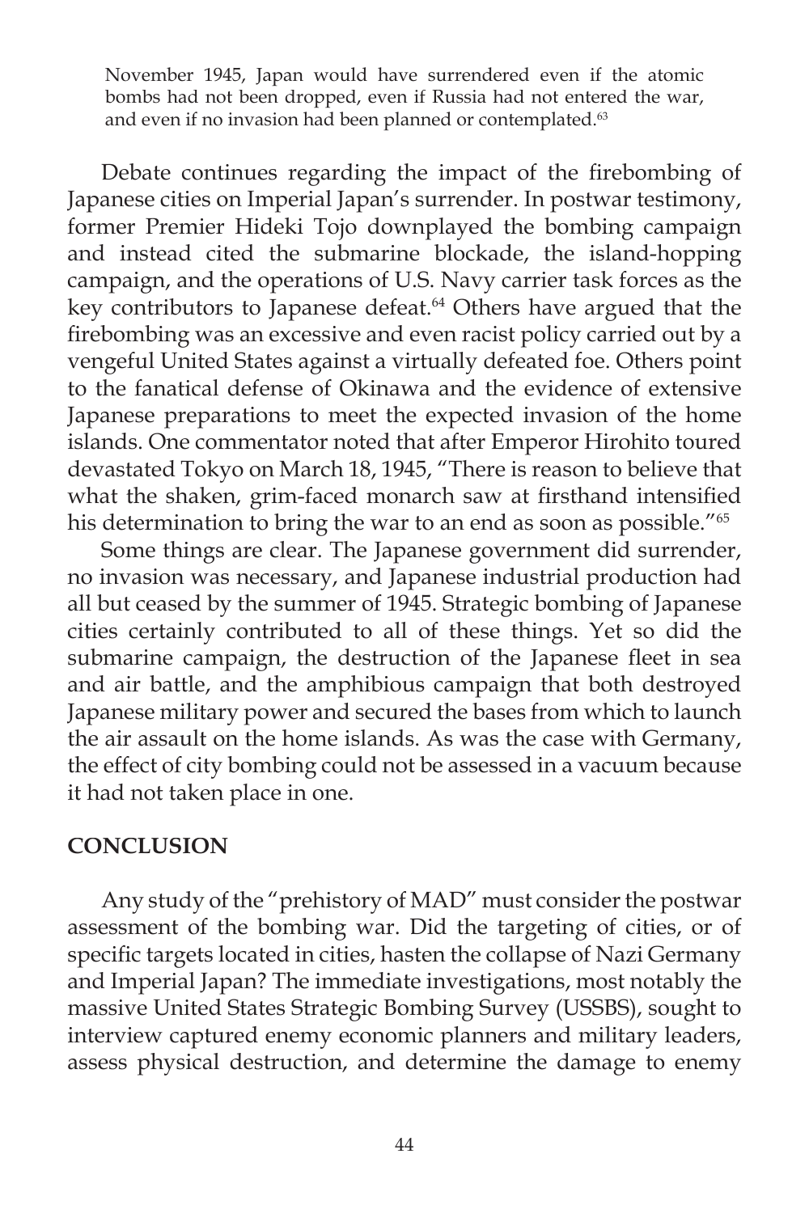> November 1945, Japan would have surrendered even if the atomic bombs had not been dropped, even if Russia had not entered the war, and even if no invasion had been planned or contemplated.[63]

Debate continues regarding the impact of the firebombing of Japanese cities on Imperial Japan's surrender. In postwar testimony, former Premier Hideki Tojo downplayed the bombing campaign and instead cited the submarine blockade, the island-hopping campaign, and the operations of U.S. Navy carrier task forces as the key contributors to Japanese defeat.[64] Others have argued that the firebombing was an excessive and even racist policy carried out by a vengeful United States against a virtually defeated foe. Others point to the fanatical defense of Okinawa and the evidence of extensive Japanese preparations to meet the expected invasion of the home islands. One commentator noted that after Emperor Hirohito toured devastated Tokyo on March 18, 1945, "There is reason to believe that what the shaken, grim-faced monarch saw at firsthand intensified his determination to bring the war to an end as soon as possible."[65]

Some things are clear. The Japanese government did surrender, no invasion was necessary, and Japanese industrial production had all but ceased by the summer of 1945. Strategic bombing of Japanese cities certainly contributed to all of these things. Yet so did the submarine campaign, the destruction of the Japanese fleet in sea and air battle, and the amphibious campaign that both destroyed Japanese military power and secured the bases from which to launch the air assault on the home islands. As was the case with Germany, the effect of city bombing could not be assessed in a vacuum because it had not taken place in one.

## CONCLUSION

Any study of the "prehistory of MAD" must consider the postwar assessment of the bombing war. Did the targeting of cities, or of specific targets located in cities, hasten the collapse of Nazi Germany and Imperial Japan? The immediate investigations, most notably the massive United States Strategic Bombing Survey (USSBS), sought to interview captured enemy economic planners and military leaders, assess physical destruction, and determine the damage to enemy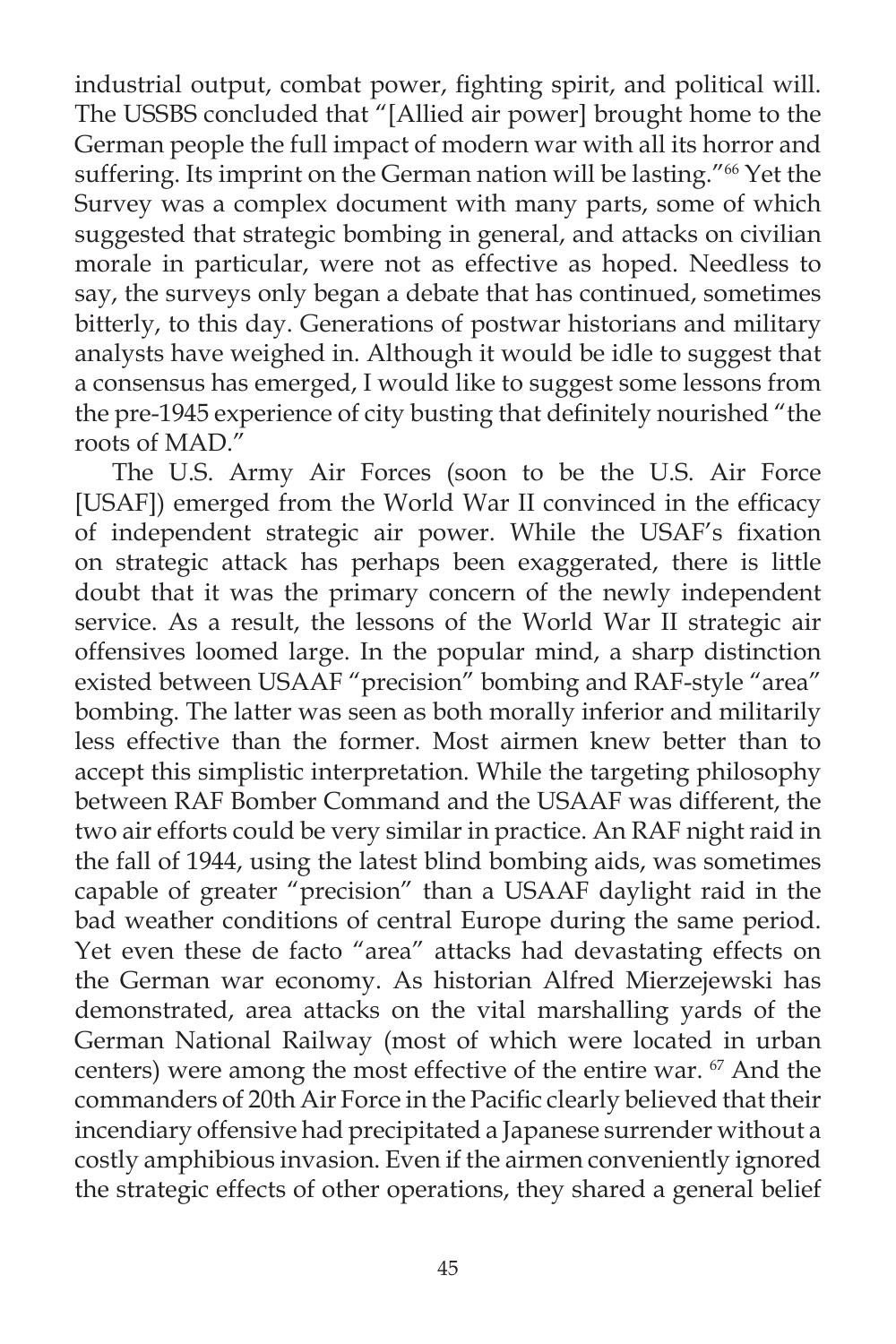industrial output, combat power, fighting spirit, and political will. The USSBS concluded that "[Allied air power] brought home to the German people the full impact of modern war with all its horror and suffering. Its imprint on the German nation will be lasting."[66] Yet the Survey was a complex document with many parts, some of which suggested that strategic bombing in general, and attacks on civilian morale in particular, were not as effective as hoped. Needless to say, the surveys only began a debate that has continued, sometimes bitterly, to this day. Generations of postwar historians and military analysts have weighed in. Although it would be idle to suggest that a consensus has emerged, I would like to suggest some lessons from the pre-1945 experience of city busting that definitely nourished "the roots of MAD."

The U.S. Army Air Forces (soon to be the U.S. Air Force [USAF]) emerged from the World War II convinced in the efficacy of independent strategic air power. While the USAF's fixation on strategic attack has perhaps been exaggerated, there is little doubt that it was the primary concern of the newly independent service. As a result, the lessons of the World War II strategic air offensives loomed large. In the popular mind, a sharp distinction existed between USAAF "precision" bombing and RAF-style "area" bombing. The latter was seen as both morally inferior and militarily less effective than the former. Most airmen knew better than to accept this simplistic interpretation. While the targeting philosophy between RAF Bomber Command and the USAAF was different, the two air efforts could be very similar in practice. An RAF night raid in the fall of 1944, using the latest blind bombing aids, was sometimes capable of greater "precision" than a USAAF daylight raid in the bad weather conditions of central Europe during the same period. Yet even these de facto "area" attacks had devastating effects on the German war economy. As historian Alfred Mierzejewski has demonstrated, area attacks on the vital marshalling yards of the German National Railway (most of which were located in urban centers) were among the most effective of the entire war. [67] And the commanders of 20th Air Force in the Pacific clearly believed that their incendiary offensive had precipitated a Japanese surrender without a costly amphibious invasion. Even if the airmen conveniently ignored the strategic effects of other operations, they shared a general belief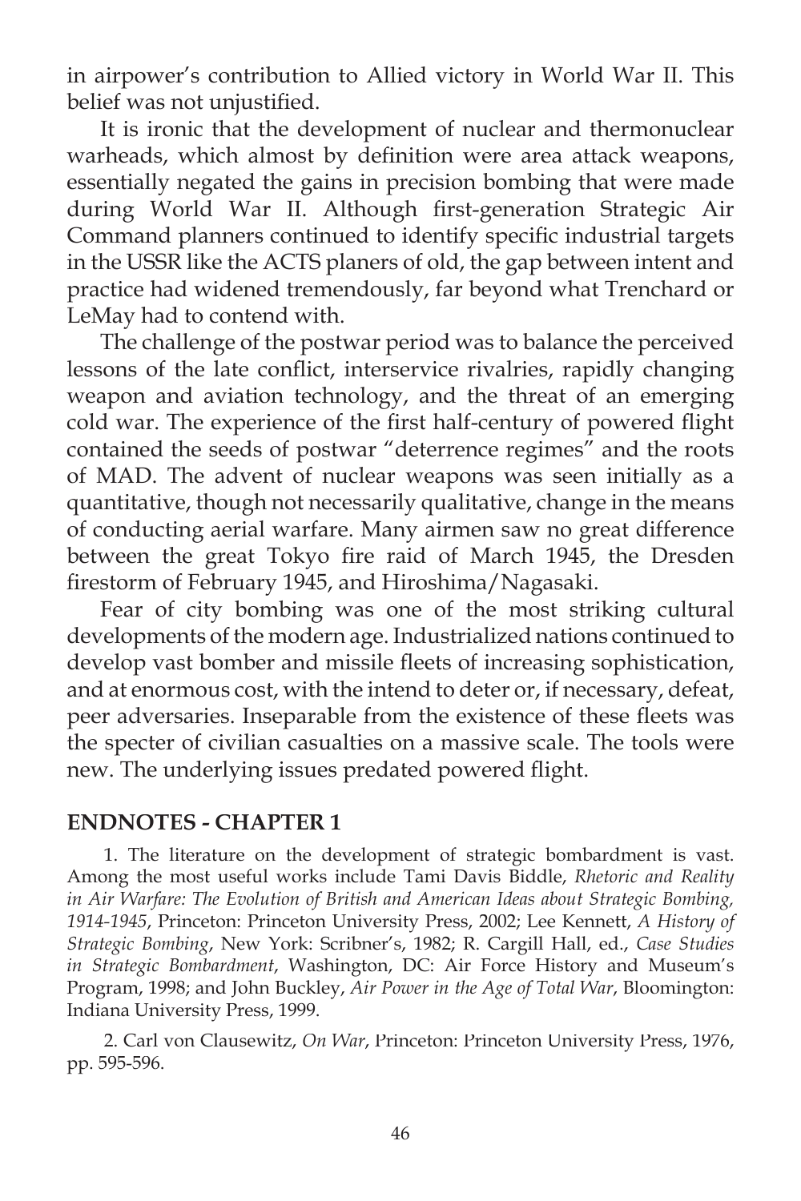in airpower's contribution to Allied victory in World War II. This belief was not unjustified.

It is ironic that the development of nuclear and thermonuclear warheads, which almost by definition were area attack weapons, essentially negated the gains in precision bombing that were made during World War II. Although first-generation Strategic Air Command planners continued to identify specific industrial targets in the USSR like the ACTS planers of old, the gap between intent and practice had widened tremendously, far beyond what Trenchard or LeMay had to contend with.

The challenge of the postwar period was to balance the perceived lessons of the late conflict, interservice rivalries, rapidly changing weapon and aviation technology, and the threat of an emerging cold war. The experience of the first half-century of powered flight contained the seeds of postwar "deterrence regimes" and the roots of MAD. The advent of nuclear weapons was seen initially as a quantitative, though not necessarily qualitative, change in the means of conducting aerial warfare. Many airmen saw no great difference between the great Tokyo fire raid of March 1945, the Dresden firestorm of February 1945, and Hiroshima/Nagasaki.

Fear of city bombing was one of the most striking cultural developments of the modern age. Industrialized nations continued to develop vast bomber and missile fleets of increasing sophistication, and at enormous cost, with the intend to deter or, if necessary, defeat, peer adversaries. Inseparable from the existence of these fleets was the specter of civilian casualties on a massive scale. The tools were new. The underlying issues predated powered flight.

## ENDNOTES - CHAPTER 1

1. The literature on the development of strategic bombardment is vast. Among the most useful works include Tami Davis Biddle, *Rhetoric and Reality in Air Warfare: The Evolution of British and American Ideas about Strategic Bombing, 1914-1945*, Princeton: Princeton University Press, 2002; Lee Kennett, *A History of Strategic Bombing*, New York: Scribner's, 1982; R. Cargill Hall, ed., *Case Studies in Strategic Bombardment*, Washington, DC: Air Force History and Museum's Program, 1998; and John Buckley, *Air Power in the Age of Total War*, Bloomington: Indiana University Press, 1999.

2. Carl von Clausewitz, *On War*, Princeton: Princeton University Press, 1976, pp. 595-596.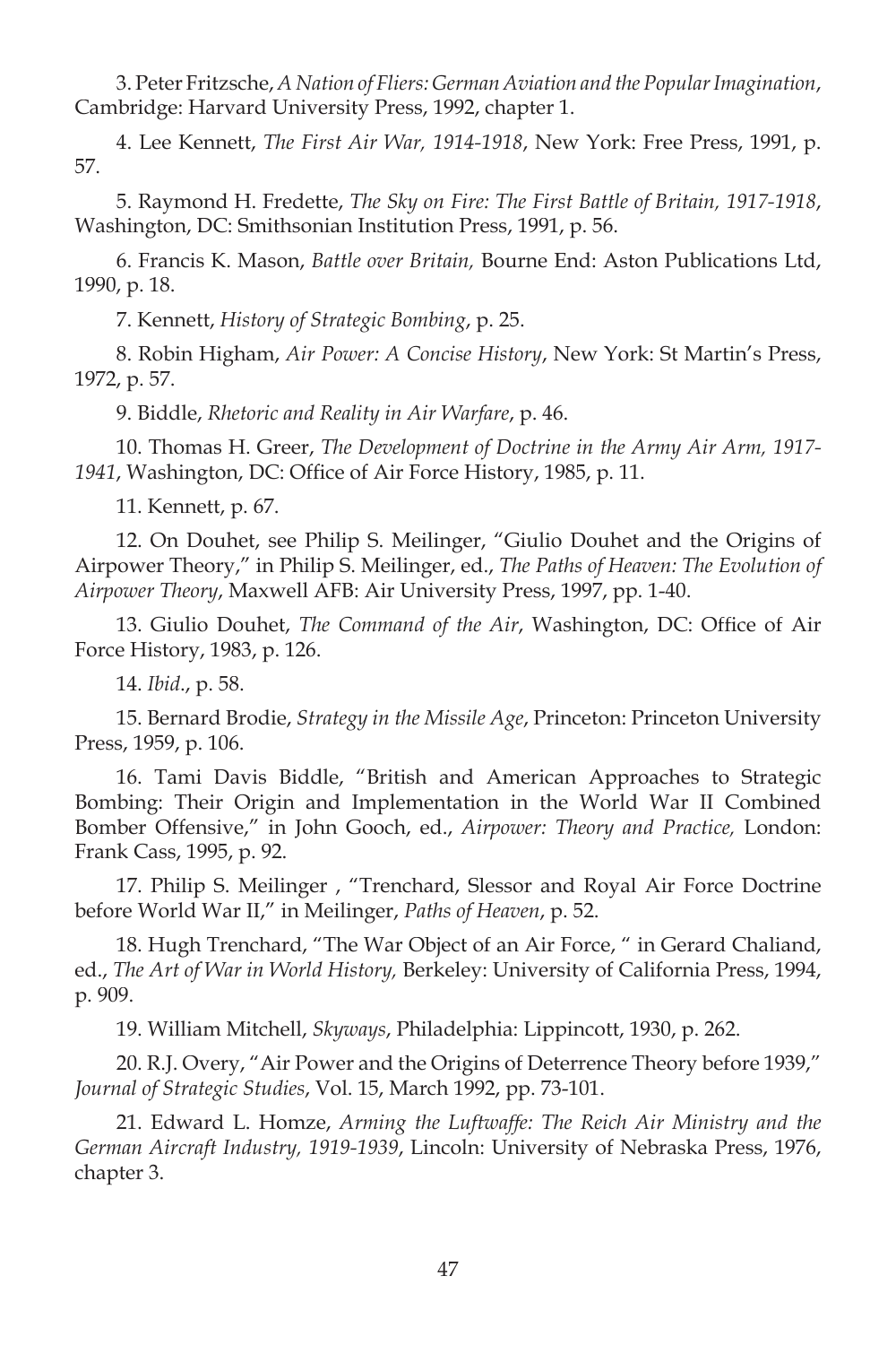3. Peter Fritzsche, *A Nation of Fliers: German Aviation and the Popular Imagination*, Cambridge: Harvard University Press, 1992, chapter 1.

4. Lee Kennett, *The First Air War, 1914-1918*, New York: Free Press, 1991, p. 57.

5. Raymond H. Fredette, *The Sky on Fire: The First Battle of Britain, 1917-1918*, Washington, DC: Smithsonian Institution Press, 1991, p. 56.

6. Francis K. Mason, *Battle over Britain,* Bourne End: Aston Publications Ltd, 1990, p. 18.

7. Kennett, *History of Strategic Bombing*, p. 25.

8. Robin Higham, *Air Power: A Concise History*, New York: St Martin's Press, 1972, p. 57.

9. Biddle, *Rhetoric and Reality in Air Warfare*, p. 46.

10. Thomas H. Greer, *The Development of Doctrine in the Army Air Arm, 1917-1941*, Washington, DC: Office of Air Force History, 1985, p. 11.

11. Kennett, p. 67.

12. On Douhet, see Philip S. Meilinger, "Giulio Douhet and the Origins of Airpower Theory," in Philip S. Meilinger, ed., *The Paths of Heaven: The Evolution of Airpower Theory*, Maxwell AFB: Air University Press, 1997, pp. 1-40.

13. Giulio Douhet, *The Command of the Air*, Washington, DC: Office of Air Force History, 1983, p. 126.

14. *Ibid.*, p. 58.

15. Bernard Brodie, *Strategy in the Missile Age*, Princeton: Princeton University Press, 1959, p. 106.

16. Tami Davis Biddle, "British and American Approaches to Strategic Bombing: Their Origin and Implementation in the World War II Combined Bomber Offensive," in John Gooch, ed., *Airpower: Theory and Practice,* London: Frank Cass, 1995, p. 92.

17. Philip S. Meilinger , "Trenchard, Slessor and Royal Air Force Doctrine before World War II," in Meilinger, *Paths of Heaven*, p. 52.

18. Hugh Trenchard, "The War Object of an Air Force, " in Gerard Chaliand, ed., *The Art of War in World History,* Berkeley: University of California Press, 1994, p. 909.

19. William Mitchell, *Skyways*, Philadelphia: Lippincott, 1930, p. 262.

20. R.J. Overy, "Air Power and the Origins of Deterrence Theory before 1939," *Journal of Strategic Studies*, Vol. 15, March 1992, pp. 73-101.

21. Edward L. Homze, *Arming the Luftwaffe: The Reich Air Ministry and the German Aircraft Industry, 1919-1939*, Lincoln: University of Nebraska Press, 1976, chapter 3.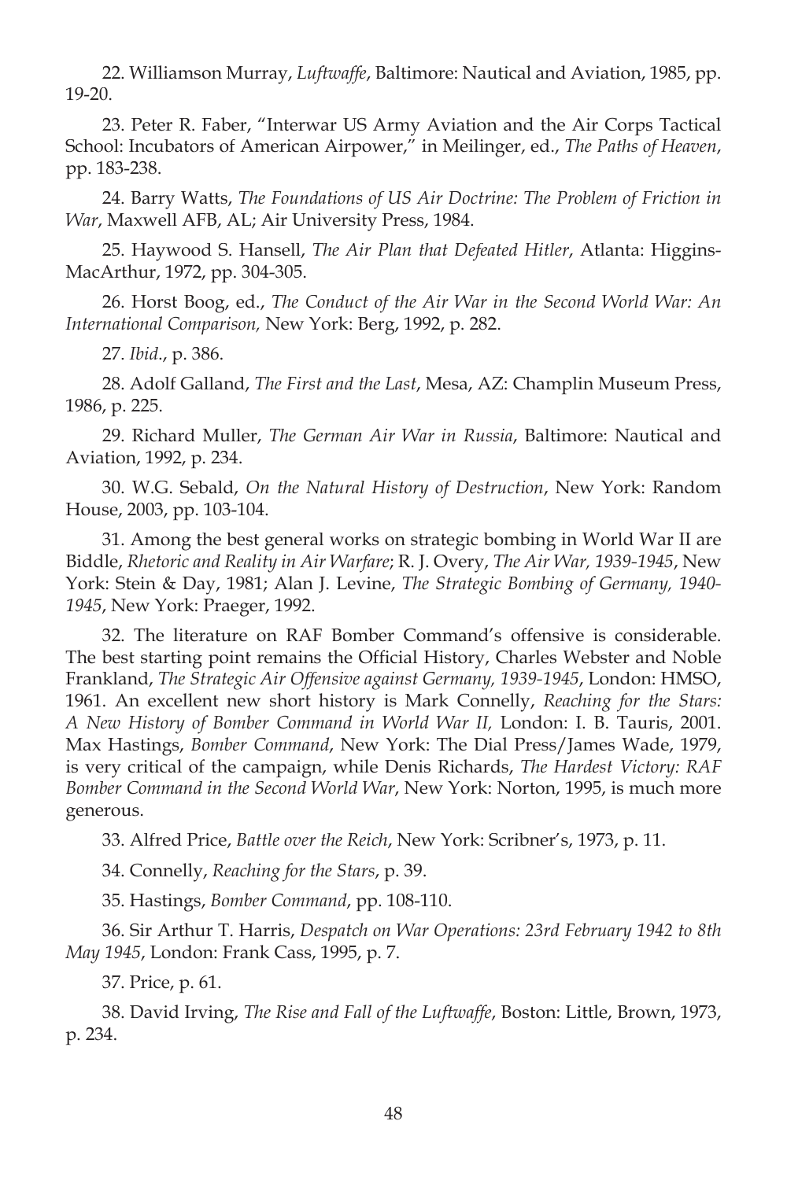22. Williamson Murray, *Luftwaffe*, Baltimore: Nautical and Aviation, 1985, pp. 19-20.

23. Peter R. Faber, "Interwar US Army Aviation and the Air Corps Tactical School: Incubators of American Airpower," in Meilinger, ed., *The Paths of Heaven*, pp. 183-238.

24. Barry Watts, *The Foundations of US Air Doctrine: The Problem of Friction in War*, Maxwell AFB, AL; Air University Press, 1984.

25. Haywood S. Hansell, *The Air Plan that Defeated Hitler*, Atlanta: Higgins-MacArthur, 1972, pp. 304-305.

26. Horst Boog, ed., *The Conduct of the Air War in the Second World War: An International Comparison,* New York: Berg, 1992, p. 282.

27. *Ibid*., p. 386.

28. Adolf Galland, *The First and the Last*, Mesa, AZ: Champlin Museum Press, 1986, p. 225.

29. Richard Muller, *The German Air War in Russia*, Baltimore: Nautical and Aviation, 1992, p. 234.

30. W.G. Sebald, *On the Natural History of Destruction*, New York: Random House, 2003, pp. 103-104.

31. Among the best general works on strategic bombing in World War II are Biddle, *Rhetoric and Reality in Air Warfare*; R. J. Overy, *The Air War, 1939-1945*, New York: Stein & Day, 1981; Alan J. Levine, *The Strategic Bombing of Germany, 1940-1945*, New York: Praeger, 1992.

32. The literature on RAF Bomber Command's offensive is considerable. The best starting point remains the Official History, Charles Webster and Noble Frankland, *The Strategic Air Offensive against Germany, 1939-1945*, London: HMSO, 1961. An excellent new short history is Mark Connelly, *Reaching for the Stars: A New History of Bomber Command in World War II,* London: I. B. Tauris, 2001. Max Hastings, *Bomber Command*, New York: The Dial Press/James Wade, 1979, is very critical of the campaign, while Denis Richards, *The Hardest Victory: RAF Bomber Command in the Second World War*, New York: Norton, 1995, is much more generous.

33. Alfred Price, *Battle over the Reich*, New York: Scribner's, 1973, p. 11.

34. Connelly, *Reaching for the Stars*, p. 39.

35. Hastings, *Bomber Command*, pp. 108-110.

36. Sir Arthur T. Harris, *Despatch on War Operations: 23rd February 1942 to 8th May 1945*, London: Frank Cass, 1995, p. 7.

37. Price, p. 61.

38. David Irving, *The Rise and Fall of the Luftwaffe*, Boston: Little, Brown, 1973, p. 234.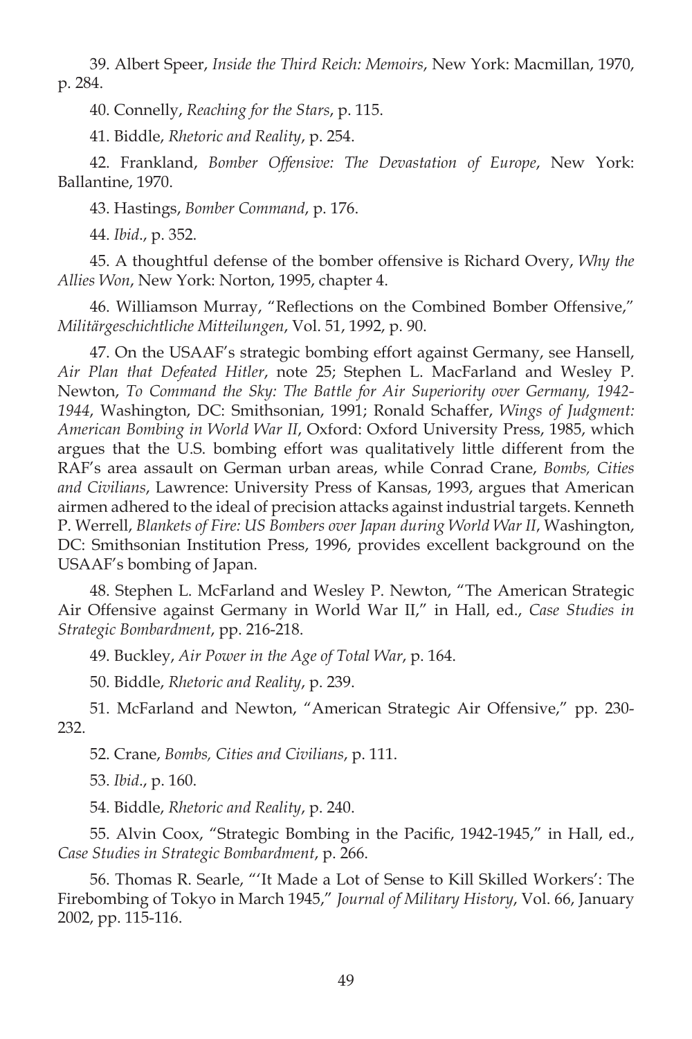39. Albert Speer, *Inside the Third Reich: Memoirs*, New York: Macmillan, 1970, p. 284.

40. Connelly, *Reaching for the Stars*, p. 115.

41. Biddle, *Rhetoric and Reality*, p. 254.

42. Frankland, *Bomber Offensive: The Devastation of Europe*, New York: Ballantine, 1970.

43. Hastings, *Bomber Command*, p. 176.

44. *Ibid*., p. 352.

45. A thoughtful defense of the bomber offensive is Richard Overy, *Why the Allies Won*, New York: Norton, 1995, chapter 4.

46. Williamson Murray, "Reflections on the Combined Bomber Offensive," *Militärgeschichtliche Mitteilungen*, Vol. 51, 1992, p. 90.

47. On the USAAF's strategic bombing effort against Germany, see Hansell, *Air Plan that Defeated Hitler*, note 25; Stephen L. MacFarland and Wesley P. Newton, *To Command the Sky: The Battle for Air Superiority over Germany, 1942-1944*, Washington, DC: Smithsonian, 1991; Ronald Schaffer, *Wings of Judgment: American Bombing in World War II*, Oxford: Oxford University Press, 1985, which argues that the U.S. bombing effort was qualitatively little different from the RAF's area assault on German urban areas, while Conrad Crane, *Bombs, Cities and Civilians*, Lawrence: University Press of Kansas, 1993, argues that American airmen adhered to the ideal of precision attacks against industrial targets. Kenneth P. Werrell, *Blankets of Fire: US Bombers over Japan during World War II*, Washington, DC: Smithsonian Institution Press, 1996, provides excellent background on the USAAF's bombing of Japan.

48. Stephen L. McFarland and Wesley P. Newton, "The American Strategic Air Offensive against Germany in World War II," in Hall, ed., *Case Studies in Strategic Bombardment*, pp. 216-218.

49. Buckley, *Air Power in the Age of Total War*, p. 164.

50. Biddle, *Rhetoric and Reality*, p. 239.

51. McFarland and Newton, "American Strategic Air Offensive," pp. 230-232.

52. Crane, *Bombs, Cities and Civilians*, p. 111.

53. *Ibid*., p. 160.

54. Biddle, *Rhetoric and Reality*, p. 240.

55. Alvin Coox, "Strategic Bombing in the Pacific, 1942-1945," in Hall, ed., *Case Studies in Strategic Bombardment*, p. 266.

56. Thomas R. Searle, "'It Made a Lot of Sense to Kill Skilled Workers': The Firebombing of Tokyo in March 1945," *Journal of Military History*, Vol. 66, January 2002, pp. 115-116.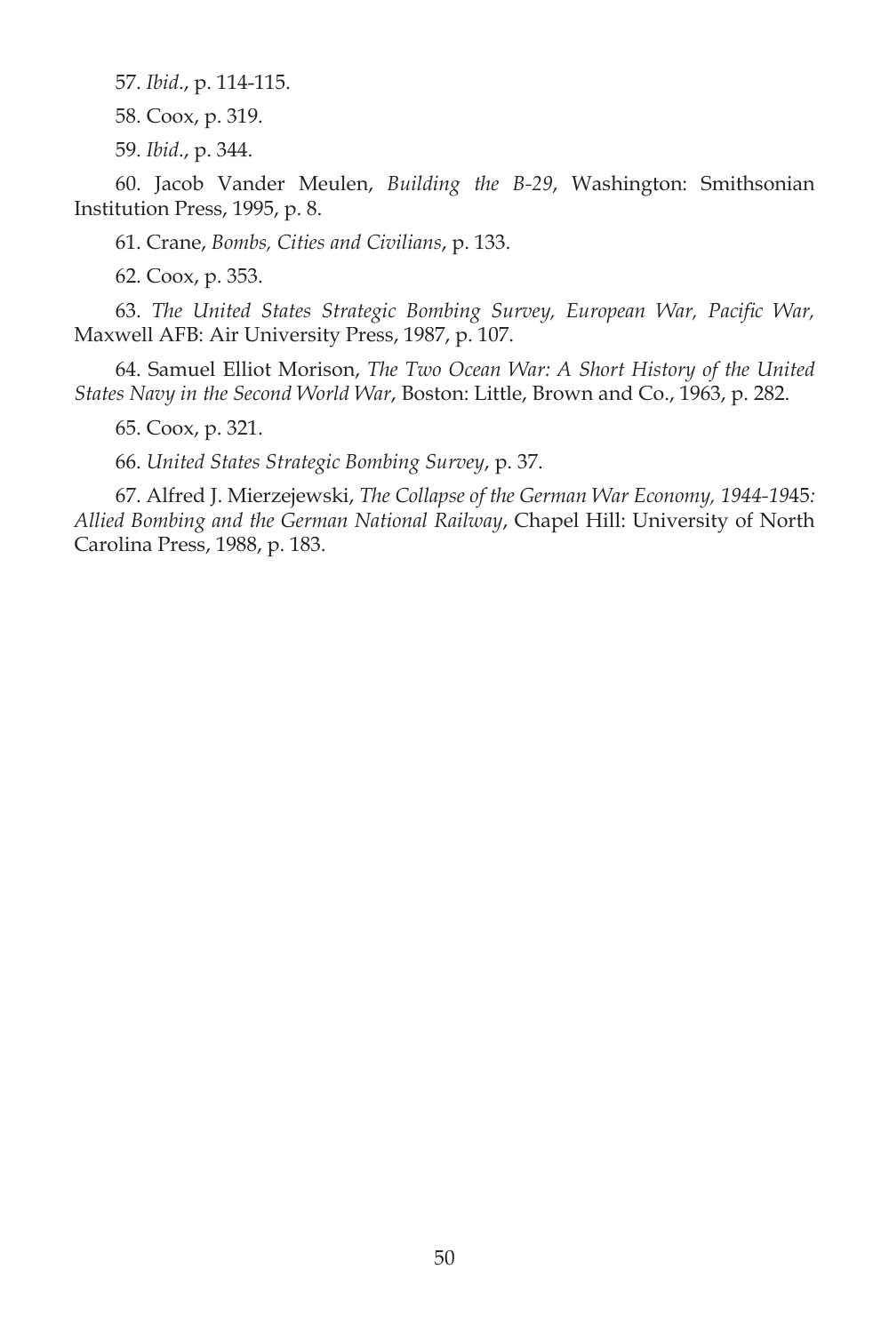57. *Ibid*., p. 114-115.

58. Coox, p. 319.

59. *Ibid*., p. 344.

60. Jacob Vander Meulen, *Building the B-29*, Washington: Smithsonian Institution Press, 1995, p. 8.

61. Crane, *Bombs, Cities and Civilians*, p. 133.

62. Coox, p. 353.

63. *The United States Strategic Bombing Survey, European War, Pacific War,* Maxwell AFB: Air University Press, 1987, p. 107.

64. Samuel Elliot Morison, *The Two Ocean War: A Short History of the United States Navy in the Second World War*, Boston: Little, Brown and Co., 1963, p. 282.

65. Coox, p. 321.

66. *United States Strategic Bombing Survey*, p. 37.

67. Alfred J. Mierzejewski, *The Collapse of the German War Economy, 1944-1945: Allied Bombing and the German National Railway*, Chapel Hill: University of North Carolina Press, 1988, p. 183.